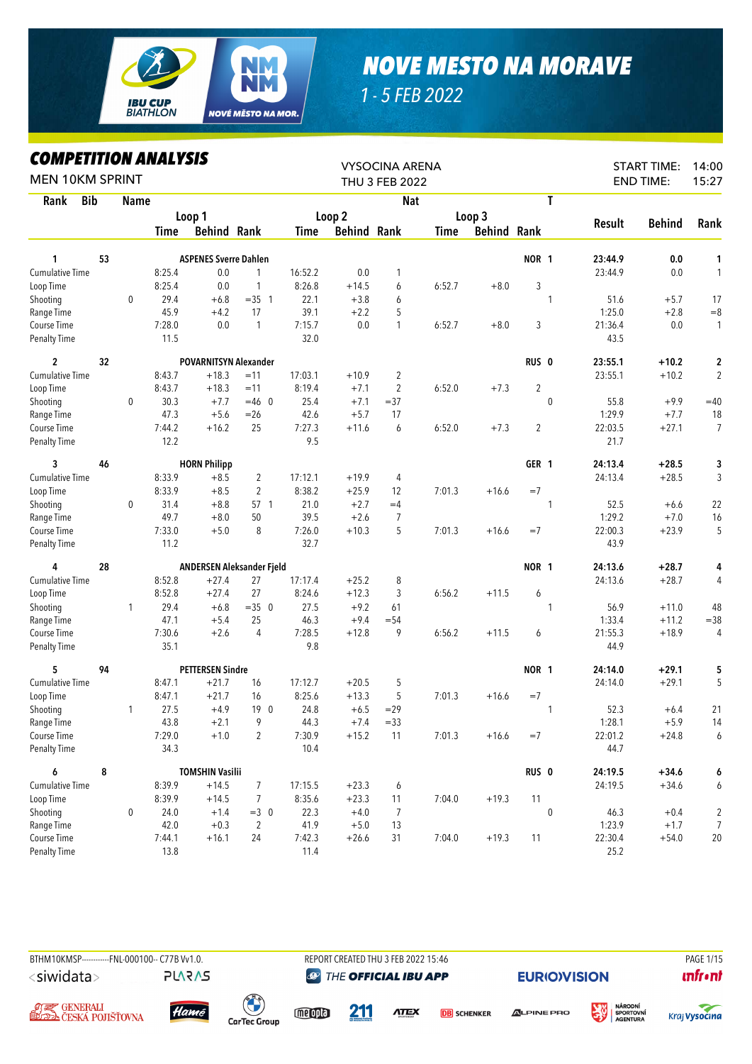# NOVE MESTO NA MORAVE

1 - 5 FEB 2022

## COMPETITION ANALYSIS

MEN 10KM SPRINT

VYSOCINA ARENA
THU 3 FEB 2022

START TIME: 14:00
END TIME: 15:27

| Rank | Bib | Name | | Loop 1 Time | Loop 1 Behind | Loop 1 Rank | | Loop 2 Time | Loop 2 Behind | Loop 2 Rank | Loop 3 Time | Loop 3 Behind | Loop 3 Rank | Nat | T | Result | Behind | Rank |
|---|---|---|---|---|---|---|---|---|---|---|---|---|---|---|---|---|---|---|
| **1** | **53** | **ASPENES Sverre Dahlen** | | | | | | | | | | | | **NOR** | **1** | **23:44.9** | **0.0** | **1** |
| Cumulative Time | | | | 8:25.4 | 0.0 | 1 | | 16:52.2 | 0.0 | 1 | | | | | | 23:44.9 | 0.0 | 1 |
| Loop Time | | | | 8:25.4 | 0.0 | 1 | | 8:26.8 | +14.5 | 6 | 6:52.7 | +8.0 | 3 | | | | | |
| Shooting | | | 0 | 29.4 | +6.8 | =35 | 1 | 22.1 | +3.8 | 6 | | | | | 1 | 51.6 | +5.7 | 17 |
| Range Time | | | | 45.9 | +4.2 | 17 | | 39.1 | +2.2 | 5 | | | | | | 1:25.0 | +2.8 | =8 |
| Course Time | | | | 7:28.0 | 0.0 | 1 | | 7:15.7 | 0.0 | 1 | 6:52.7 | +8.0 | 3 | | | 21:36.4 | 0.0 | 1 |
| Penalty Time | | | | 11.5 | | | | 32.0 | | | | | | | | 43.5 | | |
| **2** | **32** | **POVARNITSYN Alexander** | | | | | | | | | | | | **RUS** | **0** | **23:55.1** | **+10.2** | **2** |
| Cumulative Time | | | | 8:43.7 | +18.3 | =11 | | 17:03.1 | +10.9 | 2 | | | | | | 23:55.1 | +10.2 | 2 |
| Loop Time | | | | 8:43.7 | +18.3 | =11 | | 8:19.4 | +7.1 | 2 | 6:52.0 | +7.3 | 2 | | | | | |
| Shooting | | | 0 | 30.3 | +7.7 | =46 | 0 | 25.4 | +7.1 | =37 | | | | | 0 | 55.8 | +9.9 | =40 |
| Range Time | | | | 47.3 | +5.6 | =26 | | 42.6 | +5.7 | 17 | | | | | | 1:29.9 | +7.7 | 18 |
| Course Time | | | | 7:44.2 | +16.2 | 25 | | 7:27.3 | +11.6 | 6 | 6:52.0 | +7.3 | 2 | | | 22:03.5 | +27.1 | 7 |
| Penalty Time | | | | 12.2 | | | | 9.5 | | | | | | | | 21.7 | | |
| **3** | **46** | **HORN Philipp** | | | | | | | | | | | | **GER** | **1** | **24:13.4** | **+28.5** | **3** |
| Cumulative Time | | | | 8:33.9 | +8.5 | 2 | | 17:12.1 | +19.9 | 4 | | | | | | 24:13.4 | +28.5 | 3 |
| Loop Time | | | | 8:33.9 | +8.5 | 2 | | 8:38.2 | +25.9 | 12 | 7:01.3 | +16.6 | =7 | | | | | |
| Shooting | | | 0 | 31.4 | +8.8 | 57 | 1 | 21.0 | +2.7 | =4 | | | | | 1 | 52.5 | +6.6 | 22 |
| Range Time | | | | 49.7 | +8.0 | 50 | | 39.5 | +2.6 | 7 | | | | | | 1:29.2 | +7.0 | 16 |
| Course Time | | | | 7:33.0 | +5.0 | 8 | | 7:26.0 | +10.3 | 5 | 7:01.3 | +16.6 | =7 | | | 22:00.3 | +23.9 | 5 |
| Penalty Time | | | | 11.2 | | | | 32.7 | | | | | | | | 43.9 | | |
| **4** | **28** | **ANDERSEN Aleksander Fjeld** | | | | | | | | | | | | **NOR** | **1** | **24:13.6** | **+28.7** | **4** |
| Cumulative Time | | | | 8:52.8 | +27.4 | 27 | | 17:17.4 | +25.2 | 8 | | | | | | 24:13.6 | +28.7 | 4 |
| Loop Time | | | | 8:52.8 | +27.4 | 27 | | 8:24.6 | +12.3 | 3 | 6:56.2 | +11.5 | 6 | | | | | |
| Shooting | | | 1 | 29.4 | +6.8 | =35 | 0 | 27.5 | +9.2 | 61 | | | | | 1 | 56.9 | +11.0 | 48 |
| Range Time | | | | 47.1 | +5.4 | 25 | | 46.3 | +9.4 | =54 | | | | | | 1:33.4 | +11.2 | =38 |
| Course Time | | | | 7:30.6 | +2.6 | 4 | | 7:28.5 | +12.8 | 9 | 6:56.2 | +11.5 | 6 | | | 21:55.3 | +18.9 | 4 |
| Penalty Time | | | | 35.1 | | | | 9.8 | | | | | | | | 44.9 | | |
| **5** | **94** | **PETTERSEN Sindre** | | | | | | | | | | | | **NOR** | **1** | **24:14.0** | **+29.1** | **5** |
| Cumulative Time | | | | 8:47.1 | +21.7 | 16 | | 17:12.7 | +20.5 | 5 | | | | | | 24:14.0 | +29.1 | 5 |
| Loop Time | | | | 8:47.1 | +21.7 | 16 | | 8:25.6 | +13.3 | 5 | 7:01.3 | +16.6 | =7 | | | | | |
| Shooting | | | 1 | 27.5 | +4.9 | 19 | 0 | 24.8 | +6.5 | =29 | | | | | 1 | 52.3 | +6.4 | 21 |
| Range Time | | | | 43.8 | +2.1 | 9 | | 44.3 | +7.4 | =33 | | | | | | 1:28.1 | +5.9 | 14 |
| Course Time | | | | 7:29.0 | +1.0 | 2 | | 7:30.9 | +15.2 | 11 | 7:01.3 | +16.6 | =7 | | | 22:01.2 | +24.8 | 6 |
| Penalty Time | | | | 34.3 | | | | 10.4 | | | | | | | | 44.7 | | |
| **6** | **8** | **TOMSHIN Vasilii** | | | | | | | | | | | | **RUS** | **0** | **24:19.5** | **+34.6** | **6** |
| Cumulative Time | | | | 8:39.9 | +14.5 | 7 | | 17:15.5 | +23.3 | 6 | | | | | | 24:19.5 | +34.6 | 6 |
| Loop Time | | | | 8:39.9 | +14.5 | 7 | | 8:35.6 | +23.3 | 11 | 7:04.0 | +19.3 | 11 | | | | | |
| Shooting | | | 0 | 24.0 | +1.4 | =3 | 0 | 22.3 | +4.0 | 7 | | | | | 0 | 46.3 | +0.4 | 2 |
| Range Time | | | | 42.0 | +0.3 | 2 | | 41.9 | +5.0 | 13 | | | | | | 1:23.9 | +1.7 | 7 |
| Course Time | | | | 7:44.1 | +16.1 | 24 | | 7:42.3 | +26.6 | 31 | 7:04.0 | +19.3 | 11 | | | 22:30.4 | +54.0 | 20 |
| Penalty Time | | | | 13.8 | | | | 11.4 | | | | | | | | 25.2 | | |

BTHM10KMSP-----------FNL-000100-- C77B Vv1.0. REPORT CREATED THU 3 FEB 2022 15:46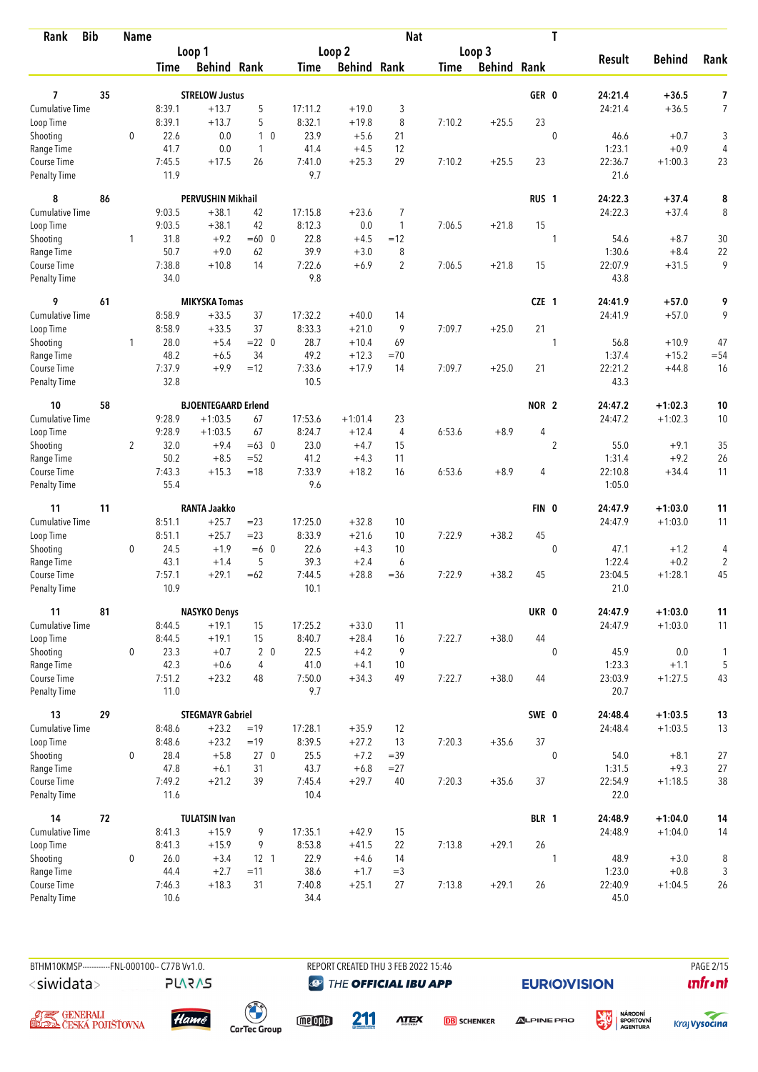| Rank | Bib | Name | | Loop 1 Time | Loop 1 Behind | Loop 1 Rank | | Loop 2 Time | Loop 2 Behind | Loop 2 Rank | Loop 3 Time | Loop 3 Behind | Loop 3 Rank | Nat | T | Result | Behind | Rank |
|---|---|---|---|---|---|---|---|---|---|---|---|---|---|---|---|---|---|---|
| 7 | 35 | STRELOW Justus | | | | | | | | | | | | GER | 0 | 24:21.4 | +36.5 | 7 |
| Cumulative Time | | | | 8:39.1 | +13.7 | 5 | | 17:11.2 | +19.0 | 3 | | | | | | 24:21.4 | +36.5 | 7 |
| Loop Time | | | | 8:39.1 | +13.7 | 5 | | 8:32.1 | +19.8 | 8 | 7:10.2 | +25.5 | 23 | | | | | |
| Shooting | | | 0 | 22.6 | 0.0 | 1 | 0 | 23.9 | +5.6 | 21 | | | | | 0 | 46.6 | +0.7 | 3 |
| Range Time | | | | 41.7 | 0.0 | 1 | | 41.4 | +4.5 | 12 | | | | | | 1:23.1 | +0.9 | 4 |
| Course Time | | | | 7:45.5 | +17.5 | 26 | | 7:41.0 | +25.3 | 29 | 7:10.2 | +25.5 | 23 | | | 22:36.7 | +1:00.3 | 23 |
| Penalty Time | | | | 11.9 | | | | 9.7 | | | | | | | | 21.6 | | |
| 8 | 86 | PERVUSHIN Mikhail | | | | | | | | | | | | RUS | 1 | 24:22.3 | +37.4 | 8 |
| Cumulative Time | | | | 9:03.5 | +38.1 | 42 | | 17:15.8 | +23.6 | 7 | | | | | | 24:22.3 | +37.4 | 8 |
| Loop Time | | | | 9:03.5 | +38.1 | 42 | | 8:12.3 | 0.0 | 1 | 7:06.5 | +21.8 | 15 | | | | | |
| Shooting | | | 1 | 31.8 | +9.2 | =60 | 0 | 22.8 | +4.5 | =12 | | | | | 1 | 54.6 | +8.7 | 30 |
| Range Time | | | | 50.7 | +9.0 | 62 | | 39.9 | +3.0 | 8 | | | | | | 1:30.6 | +8.4 | 22 |
| Course Time | | | | 7:38.8 | +10.8 | 14 | | 7:22.6 | +6.9 | 2 | 7:06.5 | +21.8 | 15 | | | 22:07.9 | +31.5 | 9 |
| Penalty Time | | | | 34.0 | | | | 9.8 | | | | | | | | 43.8 | | |
| 9 | 61 | MIKYSKA Tomas | | | | | | | | | | | | CZE | 1 | 24:41.9 | +57.0 | 9 |
| Cumulative Time | | | | 8:58.9 | +33.5 | 37 | | 17:32.2 | +40.0 | 14 | | | | | | 24:41.9 | +57.0 | 9 |
| Loop Time | | | | 8:58.9 | +33.5 | 37 | | 8:33.3 | +21.0 | 9 | 7:09.7 | +25.0 | 21 | | | | | |
| Shooting | | | 1 | 28.0 | +5.4 | =22 | 0 | 28.7 | +10.4 | 69 | | | | | 1 | 56.8 | +10.9 | 47 |
| Range Time | | | | 48.2 | +6.5 | 34 | | 49.2 | +12.3 | =70 | | | | | | 1:37.4 | +15.2 | =54 |
| Course Time | | | | 7:37.9 | +9.9 | =12 | | 7:33.6 | +17.9 | 14 | 7:09.7 | +25.0 | 21 | | | 22:21.2 | +44.8 | 16 |
| Penalty Time | | | | 32.8 | | | | 10.5 | | | | | | | | 43.3 | | |
| 10 | 58 | BJOENTEGAARD Erlend | | | | | | | | | | | | NOR | 2 | 24:47.2 | +1:02.3 | 10 |
| Cumulative Time | | | | 9:28.9 | +1:03.5 | 67 | | 17:53.6 | +1:01.4 | 23 | | | | | | 24:47.2 | +1:02.3 | 10 |
| Loop Time | | | | 9:28.9 | +1:03.5 | 67 | | 8:24.7 | +12.4 | 4 | 6:53.6 | +8.9 | 4 | | | | | |
| Shooting | | | 2 | 32.0 | +9.4 | =63 | 0 | 23.0 | +4.7 | 15 | | | | | 2 | 55.0 | +9.1 | 35 |
| Range Time | | | | 50.2 | +8.5 | =52 | | 41.2 | +4.3 | 11 | | | | | | 1:31.4 | +9.2 | 26 |
| Course Time | | | | 7:43.3 | +15.3 | =18 | | 7:33.9 | +18.2 | 16 | 6:53.6 | +8.9 | 4 | | | 22:10.8 | +34.4 | 11 |
| Penalty Time | | | | 55.4 | | | | 9.6 | | | | | | | | 1:05.0 | | |
| 11 | 11 | RANTA Jaakko | | | | | | | | | | | | FIN | 0 | 24:47.9 | +1:03.0 | 11 |
| Cumulative Time | | | | 8:51.1 | +25.7 | =23 | | 17:25.0 | +32.8 | 10 | | | | | | 24:47.9 | +1:03.0 | 11 |
| Loop Time | | | | 8:51.1 | +25.7 | =23 | | 8:33.9 | +21.6 | 10 | 7:22.9 | +38.2 | 45 | | | | | |
| Shooting | | | 0 | 24.5 | +1.9 | =6 | 0 | 22.6 | +4.3 | 10 | | | | | 0 | 47.1 | +1.2 | 4 |
| Range Time | | | | 43.1 | +1.4 | 5 | | 39.3 | +2.4 | 6 | | | | | | 1:22.4 | +0.2 | 2 |
| Course Time | | | | 7:57.1 | +29.1 | =62 | | 7:44.5 | +28.8 | =36 | 7:22.9 | +38.2 | 45 | | | 23:04.5 | +1:28.1 | 45 |
| Penalty Time | | | | 10.9 | | | | 10.1 | | | | | | | | 21.0 | | |
| 11 | 81 | NASYKO Denys | | | | | | | | | | | | UKR | 0 | 24:47.9 | +1:03.0 | 11 |
| Cumulative Time | | | | 8:44.5 | +19.1 | 15 | | 17:25.2 | +33.0 | 11 | | | | | | 24:47.9 | +1:03.0 | 11 |
| Loop Time | | | | 8:44.5 | +19.1 | 15 | | 8:40.7 | +28.4 | 16 | 7:22.7 | +38.0 | 44 | | | | | |
| Shooting | | | 0 | 23.3 | +0.7 | 2 | 0 | 22.5 | +4.2 | 9 | | | | | 0 | 45.9 | 0.0 | 1 |
| Range Time | | | | 42.3 | +0.6 | 4 | | 41.0 | +4.1 | 10 | | | | | | 1:23.3 | +1.1 | 5 |
| Course Time | | | | 7:51.2 | +23.2 | 48 | | 7:50.0 | +34.3 | 49 | 7:22.7 | +38.0 | 44 | | | 23:03.9 | +1:27.5 | 43 |
| Penalty Time | | | | 11.0 | | | | 9.7 | | | | | | | | 20.7 | | |
| 13 | 29 | STEGMAYR Gabriel | | | | | | | | | | | | SWE | 0 | 24:48.4 | +1:03.5 | 13 |
| Cumulative Time | | | | 8:48.6 | +23.2 | =19 | | 17:28.1 | +35.9 | 12 | | | | | | 24:48.4 | +1:03.5 | 13 |
| Loop Time | | | | 8:48.6 | +23.2 | =19 | | 8:39.5 | +27.2 | 13 | 7:20.3 | +35.6 | 37 | | | | | |
| Shooting | | | 0 | 28.4 | +5.8 | 27 | 0 | 25.5 | +7.2 | =39 | | | | | 0 | 54.0 | +8.1 | 27 |
| Range Time | | | | 47.8 | +6.1 | 31 | | 43.7 | +6.8 | =27 | | | | | | 1:31.5 | +9.3 | 27 |
| Course Time | | | | 7:49.2 | +21.2 | 39 | | 7:45.4 | +29.7 | 40 | 7:20.3 | +35.6 | 37 | | | 22:54.9 | +1:18.5 | 38 |
| Penalty Time | | | | 11.6 | | | | 10.4 | | | | | | | | 22.0 | | |
| 14 | 72 | TULATSIN Ivan | | | | | | | | | | | | BLR | 1 | 24:48.9 | +1:04.0 | 14 |
| Cumulative Time | | | | 8:41.3 | +15.9 | 9 | | 17:35.1 | +42.9 | 15 | | | | | | 24:48.9 | +1:04.0 | 14 |
| Loop Time | | | | 8:41.3 | +15.9 | 9 | | 8:53.8 | +41.5 | 22 | 7:13.8 | +29.1 | 26 | | | | | |
| Shooting | | | 0 | 26.0 | +3.4 | 12 | 1 | 22.9 | +4.6 | 14 | | | | | 1 | 48.9 | +3.0 | 8 |
| Range Time | | | | 44.4 | +2.7 | =11 | | 38.6 | +1.7 | =3 | | | | | | 1:23.0 | +0.8 | 3 |
| Course Time | | | | 7:46.3 | +18.3 | 31 | | 7:40.8 | +25.1 | 27 | 7:13.8 | +29.1 | 26 | | | 22:40.9 | +1:04.5 | 26 |
| Penalty Time | | | | 10.6 | | | | 34.4 | | | | | | | | 45.0 | | |

BTHM10KMSP-----------FNL-000100-- C77B Vv1.0. REPORT CREATED THU 3 FEB 2022 15:46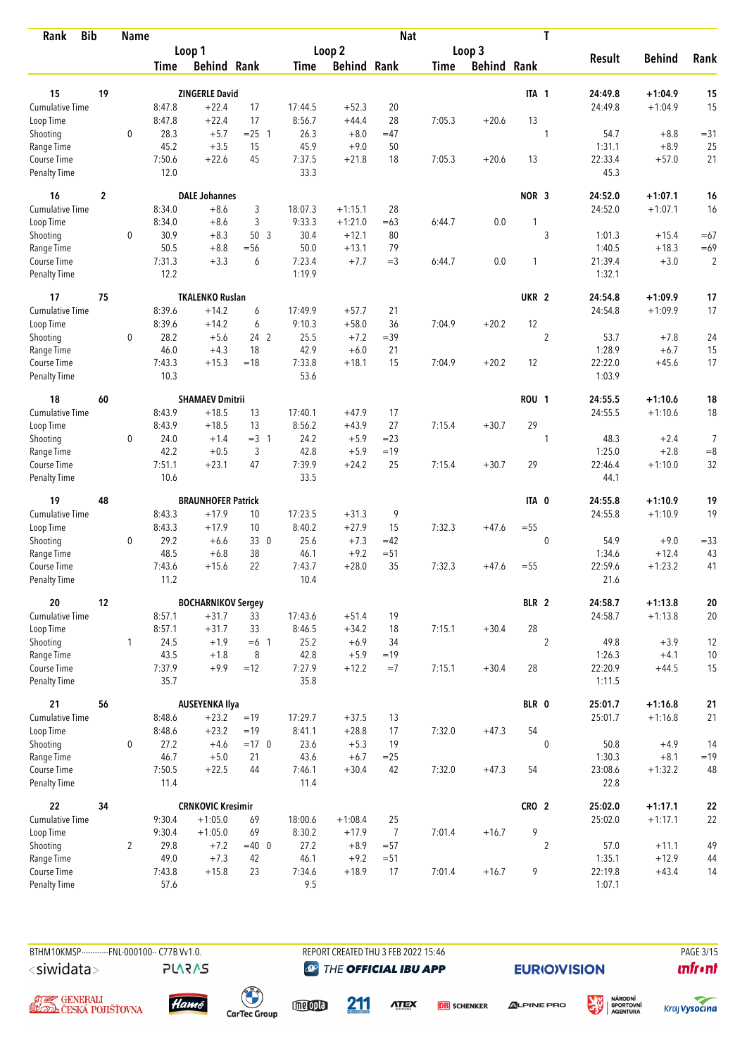| Rank | Bib | Name | | Loop 1 Time | Loop 1 Behind | Loop 1 Rank | Loop 2 Time | Loop 2 Behind | Loop 2 Rank | Loop 3 Time | Loop 3 Behind | Loop 3 Rank | Nat | T | Result | Behind | Rank |
|---|---|---|---|---|---|---|---|---|---|---|---|---|---|---|---|---|---|
| 15 | 19 | ZINGERLE David | | | | | | | | | | | ITA | 1 | 24:49.8 | +1:04.9 | 15 |
| Cumulative Time | | | | 8:47.8 | +22.4 | 17 | 17:44.5 | +52.3 | 20 | | | | | | 24:49.8 | +1:04.9 | 15 |
| Loop Time | | | | 8:47.8 | +22.4 | 17 | 8:56.7 | +44.4 | 28 | 7:05.3 | +20.6 | 13 | | | | | |
| Shooting | | | 0 | 28.3 | +5.7 | =25 1 | 26.3 | +8.0 | =47 | | | | | 1 | 54.7 | +8.8 | =31 |
| Range Time | | | | 45.2 | +3.5 | 15 | 45.9 | +9.0 | 50 | | | | | | 1:31.1 | +8.9 | 25 |
| Course Time | | | | 7:50.6 | +22.6 | 45 | 7:37.5 | +21.8 | 18 | 7:05.3 | +20.6 | 13 | | | 22:33.4 | +57.0 | 21 |
| Penalty Time | | | | 12.0 | | | 33.3 | | | | | | | | 45.3 | | |
| 16 | 2 | DALE Johannes | | | | | | | | | | | NOR | 3 | 24:52.0 | +1:07.1 | 16 |
| Cumulative Time | | | | 8:34.0 | +8.6 | 3 | 18:07.3 | +1:15.1 | 28 | | | | | | 24:52.0 | +1:07.1 | 16 |
| Loop Time | | | | 8:34.0 | +8.6 | 3 | 9:33.3 | +1:21.0 | =63 | 6:44.7 | 0.0 | 1 | | | | | |
| Shooting | | | 0 | 30.9 | +8.3 | 50 3 | 30.4 | +12.1 | 80 | | | | | 3 | 1:01.3 | +15.4 | =67 |
| Range Time | | | | 50.5 | +8.8 | =56 | 50.0 | +13.1 | 79 | | | | | | 1:40.5 | +18.3 | =69 |
| Course Time | | | | 7:31.3 | +3.3 | 6 | 7:23.4 | +7.7 | =3 | 6:44.7 | 0.0 | 1 | | | 21:39.4 | +3.0 | 2 |
| Penalty Time | | | | 12.2 | | | 1:19.9 | | | | | | | | 1:32.1 | | |
| 17 | 75 | TKALENKO Ruslan | | | | | | | | | | | UKR | 2 | 24:54.8 | +1:09.9 | 17 |
| Cumulative Time | | | | 8:39.6 | +14.2 | 6 | 17:49.9 | +57.7 | 21 | | | | | | 24:54.8 | +1:09.9 | 17 |
| Loop Time | | | | 8:39.6 | +14.2 | 6 | 9:10.3 | +58.0 | 36 | 7:04.9 | +20.2 | 12 | | | | | |
| Shooting | | | 0 | 28.2 | +5.6 | 24 2 | 25.5 | +7.2 | =39 | | | | | 2 | 53.7 | +7.8 | 24 |
| Range Time | | | | 46.0 | +4.3 | 18 | 42.9 | +6.0 | 21 | | | | | | 1:28.9 | +6.7 | 15 |
| Course Time | | | | 7:43.3 | +15.3 | =18 | 7:33.8 | +18.1 | 15 | 7:04.9 | +20.2 | 12 | | | 22:22.0 | +45.6 | 17 |
| Penalty Time | | | | 10.3 | | | 53.6 | | | | | | | | 1:03.9 | | |
| 18 | 60 | SHAMAEV Dmitrii | | | | | | | | | | | ROU | 1 | 24:55.5 | +1:10.6 | 18 |
| Cumulative Time | | | | 8:43.9 | +18.5 | 13 | 17:40.1 | +47.9 | 17 | | | | | | 24:55.5 | +1:10.6 | 18 |
| Loop Time | | | | 8:43.9 | +18.5 | 13 | 8:56.2 | +43.9 | 27 | 7:15.4 | +30.7 | 29 | | | | | |
| Shooting | | | 0 | 24.0 | +1.4 | =3 1 | 24.2 | +5.9 | =23 | | | | | 1 | 48.3 | +2.4 | 7 |
| Range Time | | | | 42.2 | +0.5 | 3 | 42.8 | +5.9 | =19 | | | | | | 1:25.0 | +2.8 | =8 |
| Course Time | | | | 7:51.1 | +23.1 | 47 | 7:39.9 | +24.2 | 25 | 7:15.4 | +30.7 | 29 | | | 22:46.4 | +1:10.0 | 32 |
| Penalty Time | | | | 10.6 | | | 33.5 | | | | | | | | 44.1 | | |
| 19 | 48 | BRAUNHOFER Patrick | | | | | | | | | | | ITA | 0 | 24:55.8 | +1:10.9 | 19 |
| Cumulative Time | | | | 8:43.3 | +17.9 | 10 | 17:23.5 | +31.3 | 9 | | | | | | 24:55.8 | +1:10.9 | 19 |
| Loop Time | | | | 8:43.3 | +17.9 | 10 | 8:40.2 | +27.9 | 15 | 7:32.3 | +47.6 | =55 | | | | | |
| Shooting | | | 0 | 29.2 | +6.6 | 33 0 | 25.6 | +7.3 | =42 | | | | | 0 | 54.9 | +9.0 | =33 |
| Range Time | | | | 48.5 | +6.8 | 38 | 46.1 | +9.2 | =51 | | | | | | 1:34.6 | +12.4 | 43 |
| Course Time | | | | 7:43.6 | +15.6 | 22 | 7:43.7 | +28.0 | 35 | 7:32.3 | +47.6 | =55 | | | 22:59.6 | +1:23.2 | 41 |
| Penalty Time | | | | 11.2 | | | 10.4 | | | | | | | | 21.6 | | |
| 20 | 12 | BOCHARNIKOV Sergey | | | | | | | | | | | BLR | 2 | 24:58.7 | +1:13.8 | 20 |
| Cumulative Time | | | | 8:57.1 | +31.7 | 33 | 17:43.6 | +51.4 | 19 | | | | | | 24:58.7 | +1:13.8 | 20 |
| Loop Time | | | | 8:57.1 | +31.7 | 33 | 8:46.5 | +34.2 | 18 | 7:15.1 | +30.4 | 28 | | | | | |
| Shooting | | | 1 | 24.5 | +1.9 | =6 1 | 25.2 | +6.9 | 34 | | | | | 2 | 49.8 | +3.9 | 12 |
| Range Time | | | | 43.5 | +1.8 | 8 | 42.8 | +5.9 | =19 | | | | | | 1:26.3 | +4.1 | 10 |
| Course Time | | | | 7:37.9 | +9.9 | =12 | 7:27.9 | +12.2 | =7 | 7:15.1 | +30.4 | 28 | | | 22:20.9 | +44.5 | 15 |
| Penalty Time | | | | 35.7 | | | 35.8 | | | | | | | | 1:11.5 | | |
| 21 | 56 | AUSEYENKA Ilya | | | | | | | | | | | BLR | 0 | 25:01.7 | +1:16.8 | 21 |
| Cumulative Time | | | | 8:48.6 | +23.2 | =19 | 17:29.7 | +37.5 | 13 | | | | | | 25:01.7 | +1:16.8 | 21 |
| Loop Time | | | | 8:48.6 | +23.2 | =19 | 8:41.1 | +28.8 | 17 | 7:32.0 | +47.3 | 54 | | | | | |
| Shooting | | | 0 | 27.2 | +4.6 | =17 0 | 23.6 | +5.3 | 19 | | | | | 0 | 50.8 | +4.9 | 14 |
| Range Time | | | | 46.7 | +5.0 | 21 | 43.6 | +6.7 | =25 | | | | | | 1:30.3 | +8.1 | =19 |
| Course Time | | | | 7:50.5 | +22.5 | 44 | 7:46.1 | +30.4 | 42 | 7:32.0 | +47.3 | 54 | | | 23:08.6 | +1:32.2 | 48 |
| Penalty Time | | | | 11.4 | | | 11.4 | | | | | | | | 22.8 | | |
| 22 | 34 | CRNKOVIC Kresimir | | | | | | | | | | | CRO | 2 | 25:02.0 | +1:17.1 | 22 |
| Cumulative Time | | | | 9:30.4 | +1:05.0 | 69 | 18:00.6 | +1:08.4 | 25 | | | | | | 25:02.0 | +1:17.1 | 22 |
| Loop Time | | | | 9:30.4 | +1:05.0 | 69 | 8:30.2 | +17.9 | 7 | 7:01.4 | +16.7 | 9 | | | | | |
| Shooting | | | 2 | 29.8 | +7.2 | =40 0 | 27.2 | +8.9 | =57 | | | | | 2 | 57.0 | +11.1 | 49 |
| Range Time | | | | 49.0 | +7.3 | 42 | 46.1 | +9.2 | =51 | | | | | | 1:35.1 | +12.9 | 44 |
| Course Time | | | | 7:43.8 | +15.8 | 23 | 7:34.6 | +18.9 | 17 | 7:01.4 | +16.7 | 9 | | | 22:19.8 | +43.4 | 14 |
| Penalty Time | | | | 57.6 | | | 9.5 | | | | | | | | 1:07.1 | | |

BTHM10KMSP-----------FNL-000100-- C77B Vv1.0. REPORT CREATED THU 3 FEB 2022 15:46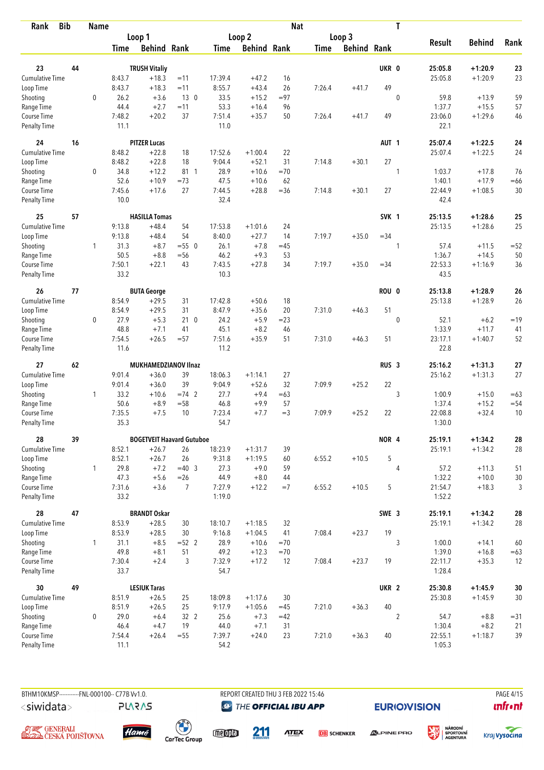| Rank | Bib | Name | | | | | | | Nat | | | | T | | | |
|---|---|---|---|---|---|---|---|---|---|---|---|---|---|---|---|---|
| | | | Loop 1 | | | Loop 2 | | | Loop 3 | | | | | Result | Behind | Rank |
| | | | Time | Behind | Rank | Time | Behind | Rank | Time | Behind | Rank | | | | | |
| 23 | 44 | TRUSH Vitaliy | | | | | | | | | | UKR | 0 | 25:05.8 | +1:20.9 | 23 |
| Cumulative Time | | | 8:43.7 | +18.3 | =11 | 17:39.4 | +47.2 | 16 | | | | | | 25:05.8 | +1:20.9 | 23 |
| Loop Time | | | 8:43.7 | +18.3 | =11 | 8:55.7 | +43.4 | 26 | 7:26.4 | +41.7 | 49 | | | | | |
| Shooting | | 0 | 26.2 | +3.6 | 13 0 | 33.5 | +15.2 | =97 | | | | | 0 | 59.8 | +13.9 | 59 |
| Range Time | | | 44.4 | +2.7 | =11 | 53.3 | +16.4 | 96 | | | | | | 1:37.7 | +15.5 | 57 |
| Course Time | | | 7:48.2 | +20.2 | 37 | 7:51.4 | +35.7 | 50 | 7:26.4 | +41.7 | 49 | | | 23:06.0 | +1:29.6 | 46 |
| Penalty Time | | | 11.1 | | | 11.0 | | | | | | | | 22.1 | | |
| 24 | 16 | PITZER Lucas | | | | | | | | | | AUT | 1 | 25:07.4 | +1:22.5 | 24 |
| Cumulative Time | | | 8:48.2 | +22.8 | 18 | 17:52.6 | +1:00.4 | 22 | | | | | | 25:07.4 | +1:22.5 | 24 |
| Loop Time | | | 8:48.2 | +22.8 | 18 | 9:04.4 | +52.1 | 31 | 7:14.8 | +30.1 | 27 | | | | | |
| Shooting | | 0 | 34.8 | +12.2 | 81 1 | 28.9 | +10.6 | =70 | | | | | 1 | 1:03.7 | +17.8 | 76 |
| Range Time | | | 52.6 | +10.9 | =73 | 47.5 | +10.6 | 62 | | | | | | 1:40.1 | +17.9 | =66 |
| Course Time | | | 7:45.6 | +17.6 | 27 | 7:44.5 | +28.8 | =36 | 7:14.8 | +30.1 | 27 | | | 22:44.9 | +1:08.5 | 30 |
| Penalty Time | | | 10.0 | | | 32.4 | | | | | | | | 42.4 | | |
| 25 | 57 | HASILLA Tomas | | | | | | | | | | SVK | 1 | 25:13.5 | +1:28.6 | 25 |
| Cumulative Time | | | 9:13.8 | +48.4 | 54 | 17:53.8 | +1:01.6 | 24 | | | | | | 25:13.5 | +1:28.6 | 25 |
| Loop Time | | | 9:13.8 | +48.4 | 54 | 8:40.0 | +27.7 | 14 | 7:19.7 | +35.0 | =34 | | | | | |
| Shooting | | 1 | 31.3 | +8.7 | =55 0 | 26.1 | +7.8 | =45 | | | | | 1 | 57.4 | +11.5 | =52 |
| Range Time | | | 50.5 | +8.8 | =56 | 46.2 | +9.3 | 53 | | | | | | 1:36.7 | +14.5 | 50 |
| Course Time | | | 7:50.1 | +22.1 | 43 | 7:43.5 | +27.8 | 34 | 7:19.7 | +35.0 | =34 | | | 22:53.3 | +1:16.9 | 36 |
| Penalty Time | | | 33.2 | | | 10.3 | | | | | | | | 43.5 | | |
| 26 | 77 | BUTA George | | | | | | | | | | ROU | 0 | 25:13.8 | +1:28.9 | 26 |
| Cumulative Time | | | 8:54.9 | +29.5 | 31 | 17:42.8 | +50.6 | 18 | | | | | | 25:13.8 | +1:28.9 | 26 |
| Loop Time | | | 8:54.9 | +29.5 | 31 | 8:47.9 | +35.6 | 20 | 7:31.0 | +46.3 | 51 | | | | | |
| Shooting | | 0 | 27.9 | +5.3 | 21 0 | 24.2 | +5.9 | =23 | | | | | 0 | 52.1 | +6.2 | =19 |
| Range Time | | | 48.8 | +7.1 | 41 | 45.1 | +8.2 | 46 | | | | | | 1:33.9 | +11.7 | 41 |
| Course Time | | | 7:54.5 | +26.5 | =57 | 7:51.6 | +35.9 | 51 | 7:31.0 | +46.3 | 51 | | | 23:17.1 | +1:40.7 | 52 |
| Penalty Time | | | 11.6 | | | 11.2 | | | | | | | | 22.8 | | |
| 27 | 62 | MUKHAMEDZIANOV Ilnaz | | | | | | | | | | RUS | 3 | 25:16.2 | +1:31.3 | 27 |
| Cumulative Time | | | 9:01.4 | +36.0 | 39 | 18:06.3 | +1:14.1 | 27 | | | | | | 25:16.2 | +1:31.3 | 27 |
| Loop Time | | | 9:01.4 | +36.0 | 39 | 9:04.9 | +52.6 | 32 | 7:09.9 | +25.2 | 22 | | | | | |
| Shooting | | 1 | 33.2 | +10.6 | =74 2 | 27.7 | +9.4 | =63 | | | | | 3 | 1:00.9 | +15.0 | =63 |
| Range Time | | | 50.6 | +8.9 | =58 | 46.8 | +9.9 | 57 | | | | | | 1:37.4 | +15.2 | =54 |
| Course Time | | | 7:35.5 | +7.5 | 10 | 7:23.4 | +7.7 | =3 | 7:09.9 | +25.2 | 22 | | | 22:08.8 | +32.4 | 10 |
| Penalty Time | | | 35.3 | | | 54.7 | | | | | | | | 1:30.0 | | |
| 28 | 39 | BOGETVEIT Haavard Gutuboe | | | | | | | | | | NOR | 4 | 25:19.1 | +1:34.2 | 28 |
| Cumulative Time | | | 8:52.1 | +26.7 | 26 | 18:23.9 | +1:31.7 | 39 | | | | | | 25:19.1 | +1:34.2 | 28 |
| Loop Time | | | 8:52.1 | +26.7 | 26 | 9:31.8 | +1:19.5 | 60 | 6:55.2 | +10.5 | 5 | | | | | |
| Shooting | | 1 | 29.8 | +7.2 | =40 3 | 27.3 | +9.0 | 59 | | | | | 4 | 57.2 | +11.3 | 51 |
| Range Time | | | 47.3 | +5.6 | =26 | 44.9 | +8.0 | 44 | | | | | | 1:32.2 | +10.0 | 30 |
| Course Time | | | 7:31.6 | +3.6 | 7 | 7:27.9 | +12.2 | =7 | 6:55.2 | +10.5 | 5 | | | 21:54.7 | +18.3 | 3 |
| Penalty Time | | | 33.2 | | | 1:19.0 | | | | | | | | 1:52.2 | | |
| 28 | 47 | BRANDT Oskar | | | | | | | | | | SWE | 3 | 25:19.1 | +1:34.2 | 28 |
| Cumulative Time | | | 8:53.9 | +28.5 | 30 | 18:10.7 | +1:18.5 | 32 | | | | | | 25:19.1 | +1:34.2 | 28 |
| Loop Time | | | 8:53.9 | +28.5 | 30 | 9:16.8 | +1:04.5 | 41 | 7:08.4 | +23.7 | 19 | | | | | |
| Shooting | | 1 | 31.1 | +8.5 | =52 2 | 28.9 | +10.6 | =70 | | | | | 3 | 1:00.0 | +14.1 | 60 |
| Range Time | | | 49.8 | +8.1 | 51 | 49.2 | +12.3 | =70 | | | | | | 1:39.0 | +16.8 | =63 |
| Course Time | | | 7:30.4 | +2.4 | 3 | 7:32.9 | +17.2 | 12 | 7:08.4 | +23.7 | 19 | | | 22:11.7 | +35.3 | 12 |
| Penalty Time | | | 33.7 | | | 54.7 | | | | | | | | 1:28.4 | | |
| 30 | 49 | LESIUK Taras | | | | | | | | | | UKR | 2 | 25:30.8 | +1:45.9 | 30 |
| Cumulative Time | | | 8:51.9 | +26.5 | 25 | 18:09.8 | +1:17.6 | 30 | | | | | | 25:30.8 | +1:45.9 | 30 |
| Loop Time | | | 8:51.9 | +26.5 | 25 | 9:17.9 | +1:05.6 | =45 | 7:21.0 | +36.3 | 40 | | | | | |
| Shooting | | 0 | 29.0 | +6.4 | 32 2 | 25.6 | +7.3 | =42 | | | | | 2 | 54.7 | +8.8 | =31 |
| Range Time | | | 46.4 | +4.7 | 19 | 44.0 | +7.1 | 31 | | | | | | 1:30.4 | +8.2 | 21 |
| Course Time | | | 7:54.4 | +26.4 | =55 | 7:39.7 | +24.0 | 23 | 7:21.0 | +36.3 | 40 | | | 22:55.1 | +1:18.7 | 39 |
| Penalty Time | | | 11.1 | | | 54.2 | | | | | | | | 1:05.3 | | |

BTHM10KMSP-----------FNL-000100-- C77B Vv1.0. REPORT CREATED THU 3 FEB 2022 15:46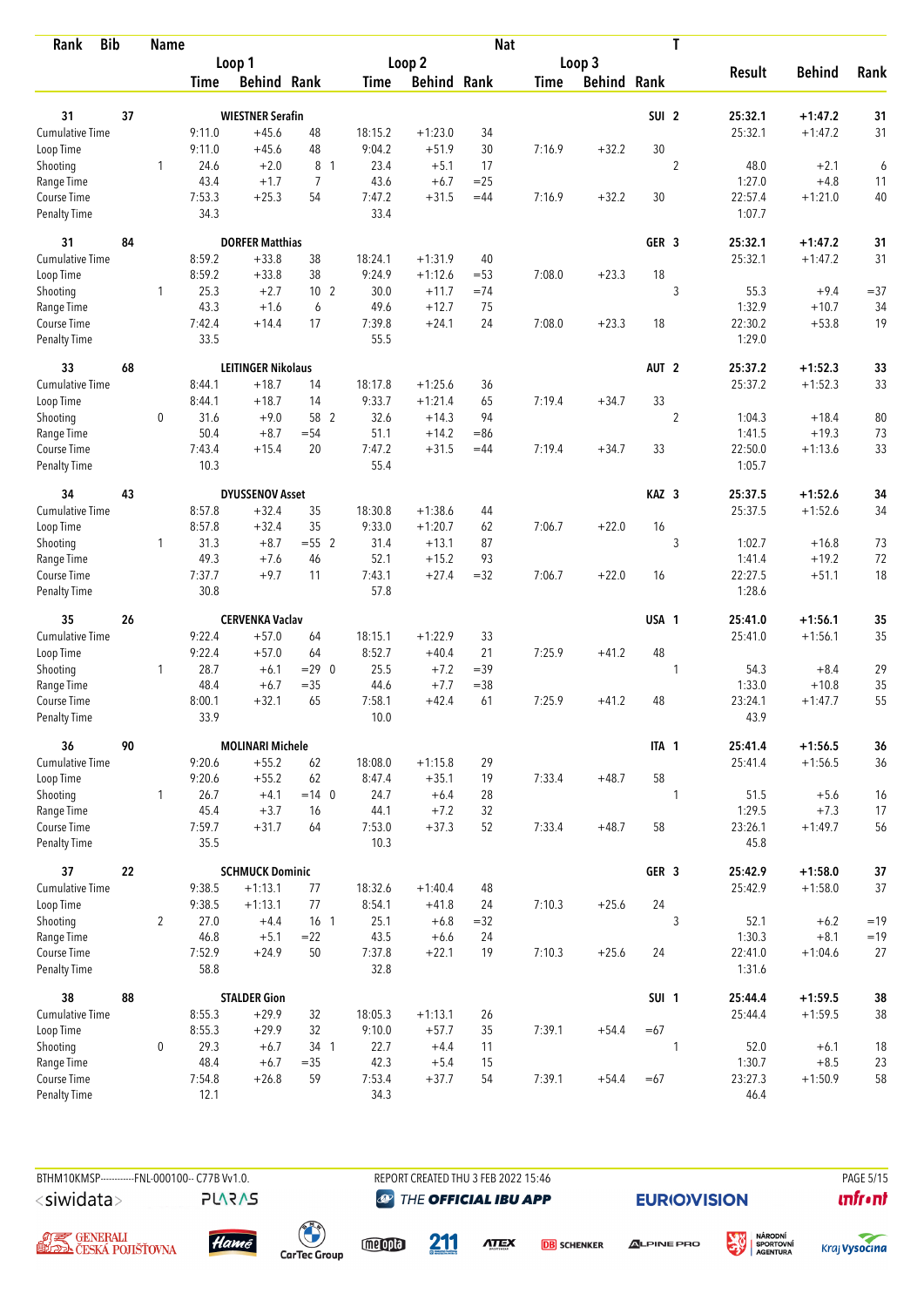| Rank | Bib | Name | | Loop 1 | | | Loop 2 | | | Nat | Loop 3 | | | T | Result | Behind | Rank |
|---|---|---|---|---|---|---|---|---|---|---|---|---|---|---|---|---|---|
| | | | | Time | Behind | Rank | Time | Behind | Rank | | Time | Behind | Rank | | | | |
| 31 | 37 | WIESTNER Serafin | | | | | | | | SUI | | | | 2 | 25:32.1 | +1:47.2 | 31 |
| Cumulative Time | | | | 9:11.0 | +45.6 | 48 | 18:15.2 | +1:23.0 | 34 | | | | | | 25:32.1 | +1:47.2 | 31 |
| Loop Time | | | | 9:11.0 | +45.6 | 48 | 9:04.2 | +51.9 | 30 | | 7:16.9 | +32.2 | 30 | | | | |
| Shooting | | | 1 | 24.6 | +2.0 | 8 1 | 23.4 | +5.1 | 17 | | | | | 2 | 48.0 | +2.1 | 6 |
| Range Time | | | | 43.4 | +1.7 | 7 | 43.6 | +6.7 | =25 | | | | | | 1:27.0 | +4.8 | 11 |
| Course Time | | | | 7:53.3 | +25.3 | 54 | 7:47.2 | +31.5 | =44 | | 7:16.9 | +32.2 | 30 | | 22:57.4 | +1:21.0 | 40 |
| Penalty Time | | | | 34.3 | | | 33.4 | | | | | | | | 1:07.7 | | |
| 31 | 84 | DORFER Matthias | | | | | | | | GER | | | | 3 | 25:32.1 | +1:47.2 | 31 |
| Cumulative Time | | | | 8:59.2 | +33.8 | 38 | 18:24.1 | +1:31.9 | 40 | | | | | | 25:32.1 | +1:47.2 | 31 |
| Loop Time | | | | 8:59.2 | +33.8 | 38 | 9:24.9 | +1:12.6 | =53 | | 7:08.0 | +23.3 | 18 | | | | |
| Shooting | | | 1 | 25.3 | +2.7 | 10 2 | 30.0 | +11.7 | =74 | | | | | 3 | 55.3 | +9.4 | =37 |
| Range Time | | | | 43.3 | +1.6 | 6 | 49.6 | +12.7 | 75 | | | | | | 1:32.9 | +10.7 | 34 |
| Course Time | | | | 7:42.4 | +14.4 | 17 | 7:39.8 | +24.1 | 24 | | 7:08.0 | +23.3 | 18 | | 22:30.2 | +53.8 | 19 |
| Penalty Time | | | | 33.5 | | | 55.5 | | | | | | | | 1:29.0 | | |
| 33 | 68 | LEITINGER Nikolaus | | | | | | | | AUT | | | | 2 | 25:37.2 | +1:52.3 | 33 |
| Cumulative Time | | | | 8:44.1 | +18.7 | 14 | 18:17.8 | +1:25.6 | 36 | | | | | | 25:37.2 | +1:52.3 | 33 |
| Loop Time | | | | 8:44.1 | +18.7 | 14 | 9:33.7 | +1:21.4 | 65 | | 7:19.4 | +34.7 | 33 | | | | |
| Shooting | | | 0 | 31.6 | +9.0 | 58 2 | 32.6 | +14.3 | 94 | | | | | 2 | 1:04.3 | +18.4 | 80 |
| Range Time | | | | 50.4 | +8.7 | =54 | 51.1 | +14.2 | =86 | | | | | | 1:41.5 | +19.3 | 73 |
| Course Time | | | | 7:43.4 | +15.4 | 20 | 7:47.2 | +31.5 | =44 | | 7:19.4 | +34.7 | 33 | | 22:50.0 | +1:13.6 | 33 |
| Penalty Time | | | | 10.3 | | | 55.4 | | | | | | | | 1:05.7 | | |
| 34 | 43 | DYUSSENOV Asset | | | | | | | | KAZ | | | | 3 | 25:37.5 | +1:52.6 | 34 |
| Cumulative Time | | | | 8:57.8 | +32.4 | 35 | 18:30.8 | +1:38.6 | 44 | | | | | | 25:37.5 | +1:52.6 | 34 |
| Loop Time | | | | 8:57.8 | +32.4 | 35 | 9:33.0 | +1:20.7 | 62 | | 7:06.7 | +22.0 | 16 | | | | |
| Shooting | | | 1 | 31.3 | +8.7 | =55 2 | 31.4 | +13.1 | 87 | | | | | 3 | 1:02.7 | +16.8 | 73 |
| Range Time | | | | 49.3 | +7.6 | 46 | 52.1 | +15.2 | 93 | | | | | | 1:41.4 | +19.2 | 72 |
| Course Time | | | | 7:37.7 | +9.7 | 11 | 7:43.1 | +27.4 | =32 | | 7:06.7 | +22.0 | 16 | | 22:27.5 | +51.1 | 18 |
| Penalty Time | | | | 30.8 | | | 57.8 | | | | | | | | 1:28.6 | | |
| 35 | 26 | CERVENKA Vaclav | | | | | | | | USA | | | | 1 | 25:41.0 | +1:56.1 | 35 |
| Cumulative Time | | | | 9:22.4 | +57.0 | 64 | 18:15.1 | +1:22.9 | 33 | | | | | | 25:41.0 | +1:56.1 | 35 |
| Loop Time | | | | 9:22.4 | +57.0 | 64 | 8:52.7 | +40.4 | 21 | | 7:25.9 | +41.2 | 48 | | | | |
| Shooting | | | 1 | 28.7 | +6.1 | =29 0 | 25.5 | +7.2 | =39 | | | | | 1 | 54.3 | +8.4 | 29 |
| Range Time | | | | 48.4 | +6.7 | =35 | 44.6 | +7.7 | =38 | | | | | | 1:33.0 | +10.8 | 35 |
| Course Time | | | | 8:00.1 | +32.1 | 65 | 7:58.1 | +42.4 | 61 | | 7:25.9 | +41.2 | 48 | | 23:24.1 | +1:47.7 | 55 |
| Penalty Time | | | | 33.9 | | | 10.0 | | | | | | | | 43.9 | | |
| 36 | 90 | MOLINARI Michele | | | | | | | | ITA | | | | 1 | 25:41.4 | +1:56.5 | 36 |
| Cumulative Time | | | | 9:20.6 | +55.2 | 62 | 18:08.0 | +1:15.8 | 29 | | | | | | 25:41.4 | +1:56.5 | 36 |
| Loop Time | | | | 9:20.6 | +55.2 | 62 | 8:47.4 | +35.1 | 19 | | 7:33.4 | +48.7 | 58 | | | | |
| Shooting | | | 1 | 26.7 | +4.1 | =14 0 | 24.7 | +6.4 | 28 | | | | | 1 | 51.5 | +5.6 | 16 |
| Range Time | | | | 45.4 | +3.7 | 16 | 44.1 | +7.2 | 32 | | | | | | 1:29.5 | +7.3 | 17 |
| Course Time | | | | 7:59.7 | +31.7 | 64 | 7:53.0 | +37.3 | 52 | | 7:33.4 | +48.7 | 58 | | 23:26.1 | +1:49.7 | 56 |
| Penalty Time | | | | 35.5 | | | 10.3 | | | | | | | | 45.8 | | |
| 37 | 22 | SCHMUCK Dominic | | | | | | | | GER | | | | 3 | 25:42.9 | +1:58.0 | 37 |
| Cumulative Time | | | | 9:38.5 | +1:13.1 | 77 | 18:32.6 | +1:40.4 | 48 | | | | | | 25:42.9 | +1:58.0 | 37 |
| Loop Time | | | | 9:38.5 | +1:13.1 | 77 | 8:54.1 | +41.8 | 24 | | 7:10.3 | +25.6 | 24 | | | | |
| Shooting | | | 2 | 27.0 | +4.4 | 16 1 | 25.1 | +6.8 | =32 | | | | | 3 | 52.1 | +6.2 | =19 |
| Range Time | | | | 46.8 | +5.1 | =22 | 43.5 | +6.6 | 24 | | | | | | 1:30.3 | +8.1 | =19 |
| Course Time | | | | 7:52.9 | +24.9 | 50 | 7:37.8 | +22.1 | 19 | | 7:10.3 | +25.6 | 24 | | 22:41.0 | +1:04.6 | 27 |
| Penalty Time | | | | 58.8 | | | 32.8 | | | | | | | | 1:31.6 | | |
| 38 | 88 | STALDER Gion | | | | | | | | SUI | | | | 1 | 25:44.4 | +1:59.5 | 38 |
| Cumulative Time | | | | 8:55.3 | +29.9 | 32 | 18:05.3 | +1:13.1 | 26 | | | | | | 25:44.4 | +1:59.5 | 38 |
| Loop Time | | | | 8:55.3 | +29.9 | 32 | 9:10.0 | +57.7 | 35 | | 7:39.1 | +54.4 | =67 | | | | |
| Shooting | | | 0 | 29.3 | +6.7 | 34 1 | 22.7 | +4.4 | 11 | | | | | 1 | 52.0 | +6.1 | 18 |
| Range Time | | | | 48.4 | +6.7 | =35 | 42.3 | +5.4 | 15 | | | | | | 1:30.7 | +8.5 | 23 |
| Course Time | | | | 7:54.8 | +26.8 | 59 | 7:53.4 | +37.7 | 54 | | 7:39.1 | +54.4 | =67 | | 23:27.3 | +1:50.9 | 58 |
| Penalty Time | | | | 12.1 | | | 34.3 | | | | | | | | 46.4 | | |

BTHM10KMSP-----------FNL-000100-- C77B Vv1.0. REPORT CREATED THU 3 FEB 2022 15:46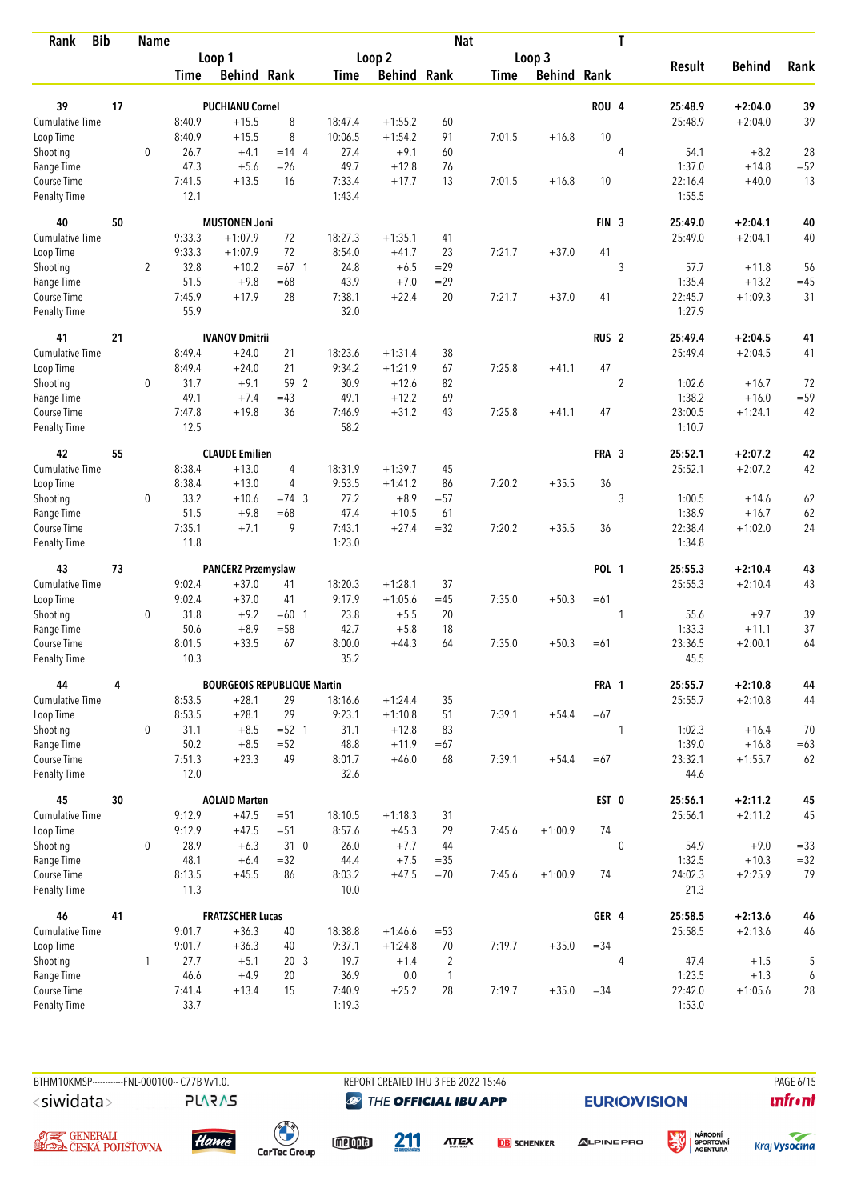| Rank | Bib | Name | | Loop 1 | | | Loop 2 | | | Nat | Loop 3 | | T | Result | Behind | Rank |
|---|---|---|---|---|---|---|---|---|---|---|---|---|---|---|---|---|
| | | | | Time | Behind | Rank | Time | Behind | Rank | Time | Behind | Rank | | | | |
| 39 | 17 | PUCHIANU Cornel | | | | | | | | | | | ROU 4 | 25:48.9 | +2:04.0 | 39 |
| Cumulative Time | | | | 8:40.9 | +15.5 | 8 | 18:47.4 | +1:55.2 | 60 | | | | | 25:48.9 | +2:04.0 | 39 |
| Loop Time | | | | 8:40.9 | +15.5 | 8 | 10:06.5 | +1:54.2 | 91 | 7:01.5 | +16.8 | 10 | | | | |
| Shooting | | | 0 | 26.7 | +4.1 | =14 4 | 27.4 | +9.1 | 60 | | | | 4 | 54.1 | +8.2 | 28 |
| Range Time | | | | 47.3 | +5.6 | =26 | 49.7 | +12.8 | 76 | | | | | 1:37.0 | +14.8 | =52 |
| Course Time | | | | 7:41.5 | +13.5 | 16 | 7:33.4 | +17.7 | 13 | 7:01.5 | +16.8 | 10 | | 22:16.4 | +40.0 | 13 |
| Penalty Time | | | | 12.1 | | | 1:43.4 | | | | | | | 1:55.5 | | |
| 40 | 50 | MUSTONEN Joni | | | | | | | | | | | FIN 3 | 25:49.0 | +2:04.1 | 40 |
| Cumulative Time | | | | 9:33.3 | +1:07.9 | 72 | 18:27.3 | +1:35.1 | 41 | | | | | 25:49.0 | +2:04.1 | 40 |
| Loop Time | | | | 9:33.3 | +1:07.9 | 72 | 8:54.0 | +41.7 | 23 | 7:21.7 | +37.0 | 41 | | | | |
| Shooting | | | 2 | 32.8 | +10.2 | =67 1 | 24.8 | +6.5 | =29 | | | | 3 | 57.7 | +11.8 | 56 |
| Range Time | | | | 51.5 | +9.8 | =68 | 43.9 | +7.0 | =29 | | | | | 1:35.4 | +13.2 | =45 |
| Course Time | | | | 7:45.9 | +17.9 | 28 | 7:38.1 | +22.4 | 20 | 7:21.7 | +37.0 | 41 | | 22:45.7 | +1:09.3 | 31 |
| Penalty Time | | | | 55.9 | | | 32.0 | | | | | | | 1:27.9 | | |
| 41 | 21 | IVANOV Dmitrii | | | | | | | | | | | RUS 2 | 25:49.4 | +2:04.5 | 41 |
| Cumulative Time | | | | 8:49.4 | +24.0 | 21 | 18:23.6 | +1:31.4 | 38 | | | | | 25:49.4 | +2:04.5 | 41 |
| Loop Time | | | | 8:49.4 | +24.0 | 21 | 9:34.2 | +1:21.9 | 67 | 7:25.8 | +41.1 | 47 | | | | |
| Shooting | | | 0 | 31.7 | +9.1 | 59 2 | 30.9 | +12.6 | 82 | | | | 2 | 1:02.6 | +16.7 | 72 |
| Range Time | | | | 49.1 | +7.4 | =43 | 49.1 | +12.2 | 69 | | | | | 1:38.2 | +16.0 | =59 |
| Course Time | | | | 7:47.8 | +19.8 | 36 | 7:46.9 | +31.2 | 43 | 7:25.8 | +41.1 | 47 | | 23:00.5 | +1:24.1 | 42 |
| Penalty Time | | | | 12.5 | | | 58.2 | | | | | | | 1:10.7 | | |
| 42 | 55 | CLAUDE Emilien | | | | | | | | | | | FRA 3 | 25:52.1 | +2:07.2 | 42 |
| Cumulative Time | | | | 8:38.4 | +13.0 | 4 | 18:31.9 | +1:39.7 | 45 | | | | | 25:52.1 | +2:07.2 | 42 |
| Loop Time | | | | 8:38.4 | +13.0 | 4 | 9:53.5 | +1:41.2 | 86 | 7:20.2 | +35.5 | 36 | | | | |
| Shooting | | | 0 | 33.2 | +10.6 | =74 3 | 27.2 | +8.9 | =57 | | | | 3 | 1:00.5 | +14.6 | 62 |
| Range Time | | | | 51.5 | +9.8 | =68 | 47.4 | +10.5 | 61 | | | | | 1:38.9 | +16.7 | 62 |
| Course Time | | | | 7:35.1 | +7.1 | 9 | 7:43.1 | +27.4 | =32 | 7:20.2 | +35.5 | 36 | | 22:38.4 | +1:02.0 | 24 |
| Penalty Time | | | | 11.8 | | | 1:23.0 | | | | | | | 1:34.8 | | |
| 43 | 73 | PANCERZ Przemyslaw | | | | | | | | | | | POL 1 | 25:55.3 | +2:10.4 | 43 |
| Cumulative Time | | | | 9:02.4 | +37.0 | 41 | 18:20.3 | +1:28.1 | 37 | | | | | 25:55.3 | +2:10.4 | 43 |
| Loop Time | | | | 9:02.4 | +37.0 | 41 | 9:17.9 | +1:05.6 | =45 | 7:35.0 | +50.3 | =61 | | | | |
| Shooting | | | 0 | 31.8 | +9.2 | =60 1 | 23.8 | +5.5 | 20 | | | | 1 | 55.6 | +9.7 | 39 |
| Range Time | | | | 50.6 | +8.9 | =58 | 42.7 | +5.8 | 18 | | | | | 1:33.3 | +11.1 | 37 |
| Course Time | | | | 8:01.5 | +33.5 | 67 | 8:00.0 | +44.3 | 64 | 7:35.0 | +50.3 | =61 | | 23:36.5 | +2:00.1 | 64 |
| Penalty Time | | | | 10.3 | | | 35.2 | | | | | | | 45.5 | | |
| 44 | 4 | BOURGEOIS REPUBLIQUE Martin | | | | | | | | | | | FRA 1 | 25:55.7 | +2:10.8 | 44 |
| Cumulative Time | | | | 8:53.5 | +28.1 | 29 | 18:16.6 | +1:24.4 | 35 | | | | | 25:55.7 | +2:10.8 | 44 |
| Loop Time | | | | 8:53.5 | +28.1 | 29 | 9:23.1 | +1:10.8 | 51 | 7:39.1 | +54.4 | =67 | | | | |
| Shooting | | | 0 | 31.1 | +8.5 | =52 1 | 31.1 | +12.8 | 83 | | | | 1 | 1:02.3 | +16.4 | 70 |
| Range Time | | | | 50.2 | +8.5 | =52 | 48.8 | +11.9 | =67 | | | | | 1:39.0 | +16.8 | =63 |
| Course Time | | | | 7:51.3 | +23.3 | 49 | 8:01.7 | +46.0 | 68 | 7:39.1 | +54.4 | =67 | | 23:32.1 | +1:55.7 | 62 |
| Penalty Time | | | | 12.0 | | | 32.6 | | | | | | | 44.6 | | |
| 45 | 30 | AOLAID Marten | | | | | | | | | | | EST 0 | 25:56.1 | +2:11.2 | 45 |
| Cumulative Time | | | | 9:12.9 | +47.5 | =51 | 18:10.5 | +1:18.3 | 31 | | | | | 25:56.1 | +2:11.2 | 45 |
| Loop Time | | | | 9:12.9 | +47.5 | =51 | 8:57.6 | +45.3 | 29 | 7:45.6 | +1:00.9 | 74 | | | | |
| Shooting | | | 0 | 28.9 | +6.3 | 31 0 | 26.0 | +7.7 | 44 | | | | 0 | 54.9 | +9.0 | =33 |
| Range Time | | | | 48.1 | +6.4 | =32 | 44.4 | +7.5 | =35 | | | | | 1:32.5 | +10.3 | =32 |
| Course Time | | | | 8:13.5 | +45.5 | 86 | 8:03.2 | +47.5 | =70 | 7:45.6 | +1:00.9 | 74 | | 24:02.3 | +2:25.9 | 79 |
| Penalty Time | | | | 11.3 | | | 10.0 | | | | | | | 21.3 | | |
| 46 | 41 | FRATZSCHER Lucas | | | | | | | | | | | GER 4 | 25:58.5 | +2:13.6 | 46 |
| Cumulative Time | | | | 9:01.7 | +36.3 | 40 | 18:38.8 | +1:46.6 | =53 | | | | | 25:58.5 | +2:13.6 | 46 |
| Loop Time | | | | 9:01.7 | +36.3 | 40 | 9:37.1 | +1:24.8 | 70 | 7:19.7 | +35.0 | =34 | | | | |
| Shooting | | | 1 | 27.7 | +5.1 | 20 3 | 19.7 | +1.4 | 2 | | | | 4 | 47.4 | +1.5 | 5 |
| Range Time | | | | 46.6 | +4.9 | 20 | 36.9 | 0.0 | 1 | | | | | 1:23.5 | +1.3 | 6 |
| Course Time | | | | 7:41.4 | +13.4 | 15 | 7:40.9 | +25.2 | 28 | 7:19.7 | +35.0 | =34 | | 22:42.0 | +1:05.6 | 28 |
| Penalty Time | | | | 33.7 | | | 1:19.3 | | | | | | | 1:53.0 | | |

BTHM10KMSP-----------FNL-000100-- C77B Vv1.0. REPORT CREATED THU 3 FEB 2022 15:46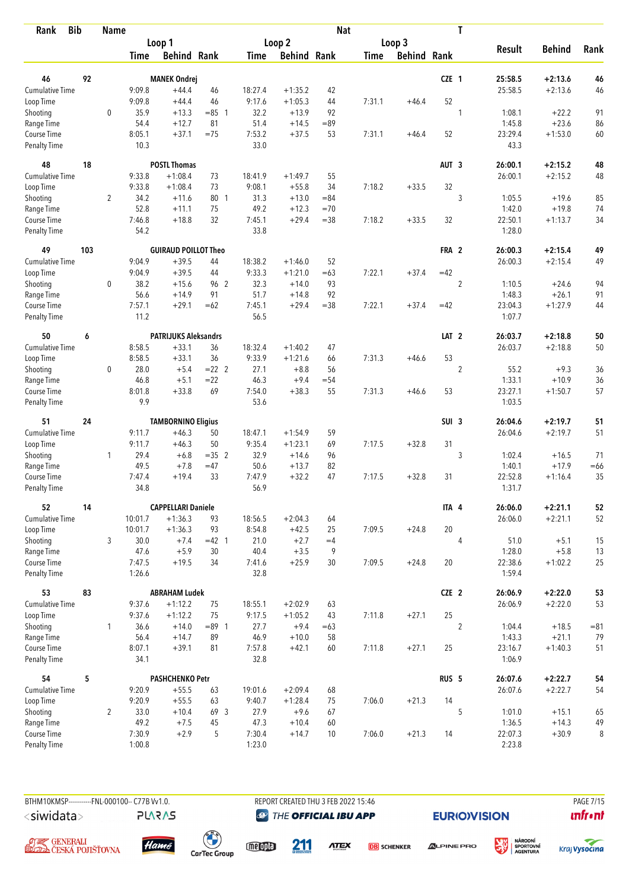| Rank | Bib | Name | | Loop 1 | | | Loop 2 | | | Loop 3 | | | Nat | T | Result | Behind | Rank |
|---|---|---|---|---|---|---|---|---|---|---|---|---|---|---|---|---|---|
| | | | | Time | Behind | Rank | Time | Behind | Rank | Time | Behind | Rank | | | | | |
| 46 | 92 | MANEK Ondrej | | | | | | | | | | | CZE | 1 | 25:58.5 | +2:13.6 | 46 |
| Cumulative Time | | | | 9:09.8 | +44.4 | 46 | 18:27.4 | +1:35.2 | 42 | | | | | | 25:58.5 | +2:13.6 | 46 |
| Loop Time | | | | 9:09.8 | +44.4 | 46 | 9:17.6 | +1:05.3 | 44 | 7:31.1 | +46.4 | 52 | | | | | |
| Shooting | | | 0 | 35.9 | +13.3 | =85 1 | 32.2 | +13.9 | 92 | | | | | 1 | 1:08.1 | +22.2 | 91 |
| Range Time | | | | 54.4 | +12.7 | 81 | 51.4 | +14.5 | =89 | | | | | | 1:45.8 | +23.6 | 86 |
| Course Time | | | | 8:05.1 | +37.1 | =75 | 7:53.2 | +37.5 | 53 | 7:31.1 | +46.4 | 52 | | | 23:29.4 | +1:53.0 | 60 |
| Penalty Time | | | | 10.3 | | | 33.0 | | | | | | | | 43.3 | | |
| 48 | 18 | POSTL Thomas | | | | | | | | | | | AUT | 3 | 26:00.1 | +2:15.2 | 48 |
| Cumulative Time | | | | 9:33.8 | +1:08.4 | 73 | 18:41.9 | +1:49.7 | 55 | | | | | | 26:00.1 | +2:15.2 | 48 |
| Loop Time | | | | 9:33.8 | +1:08.4 | 73 | 9:08.1 | +55.8 | 34 | 7:18.2 | +33.5 | 32 | | | | | |
| Shooting | | | 2 | 34.2 | +11.6 | 80 1 | 31.3 | +13.0 | =84 | | | | | 3 | 1:05.5 | +19.6 | 85 |
| Range Time | | | | 52.8 | +11.1 | 75 | 49.2 | +12.3 | =70 | | | | | | 1:42.0 | +19.8 | 74 |
| Course Time | | | | 7:46.8 | +18.8 | 32 | 7:45.1 | +29.4 | =38 | 7:18.2 | +33.5 | 32 | | | 22:50.1 | +1:13.7 | 34 |
| Penalty Time | | | | 54.2 | | | 33.8 | | | | | | | | 1:28.0 | | |
| 49 | 103 | GUIRAUD POILLOT Theo | | | | | | | | | | | FRA | 2 | 26:00.3 | +2:15.4 | 49 |
| Cumulative Time | | | | 9:04.9 | +39.5 | 44 | 18:38.2 | +1:46.0 | 52 | | | | | | 26:00.3 | +2:15.4 | 49 |
| Loop Time | | | | 9:04.9 | +39.5 | 44 | 9:33.3 | +1:21.0 | =63 | 7:22.1 | +37.4 | =42 | | | | | |
| Shooting | | | 0 | 38.2 | +15.6 | 96 2 | 32.3 | +14.0 | 93 | | | | | 2 | 1:10.5 | +24.6 | 94 |
| Range Time | | | | 56.6 | +14.9 | 91 | 51.7 | +14.8 | 92 | | | | | | 1:48.3 | +26.1 | 91 |
| Course Time | | | | 7:57.1 | +29.1 | =62 | 7:45.1 | +29.4 | =38 | 7:22.1 | +37.4 | =42 | | | 23:04.3 | +1:27.9 | 44 |
| Penalty Time | | | | 11.2 | | | 56.5 | | | | | | | | 1:07.7 | | |
| 50 | 6 | PATRIJUKS Aleksandrs | | | | | | | | | | | LAT | 2 | 26:03.7 | +2:18.8 | 50 |
| Cumulative Time | | | | 8:58.5 | +33.1 | 36 | 18:32.4 | +1:40.2 | 47 | | | | | | 26:03.7 | +2:18.8 | 50 |
| Loop Time | | | | 8:58.5 | +33.1 | 36 | 9:33.9 | +1:21.6 | 66 | 7:31.3 | +46.6 | 53 | | | | | |
| Shooting | | | 0 | 28.0 | +5.4 | =22 2 | 27.1 | +8.8 | 56 | | | | | 2 | 55.2 | +9.3 | 36 |
| Range Time | | | | 46.8 | +5.1 | =22 | 46.3 | +9.4 | =54 | | | | | | 1:33.1 | +10.9 | 36 |
| Course Time | | | | 8:01.8 | +33.8 | 69 | 7:54.0 | +38.3 | 55 | 7:31.3 | +46.6 | 53 | | | 23:27.1 | +1:50.7 | 57 |
| Penalty Time | | | | 9.9 | | | 53.6 | | | | | | | | 1:03.5 | | |
| 51 | 24 | TAMBORNINO Eligius | | | | | | | | | | | SUI | 3 | 26:04.6 | +2:19.7 | 51 |
| Cumulative Time | | | | 9:11.7 | +46.3 | 50 | 18:47.1 | +1:54.9 | 59 | | | | | | 26:04.6 | +2:19.7 | 51 |
| Loop Time | | | | 9:11.7 | +46.3 | 50 | 9:35.4 | +1:23.1 | 69 | 7:17.5 | +32.8 | 31 | | | | | |
| Shooting | | | 1 | 29.4 | +6.8 | =35 2 | 32.9 | +14.6 | 96 | | | | | 3 | 1:02.4 | +16.5 | 71 |
| Range Time | | | | 49.5 | +7.8 | =47 | 50.6 | +13.7 | 82 | | | | | | 1:40.1 | +17.9 | =66 |
| Course Time | | | | 7:47.4 | +19.4 | 33 | 7:47.9 | +32.2 | 47 | 7:17.5 | +32.8 | 31 | | | 22:52.8 | +1:16.4 | 35 |
| Penalty Time | | | | 34.8 | | | 56.9 | | | | | | | | 1:31.7 | | |
| 52 | 14 | CAPPELLARI Daniele | | | | | | | | | | | ITA | 4 | 26:06.0 | +2:21.1 | 52 |
| Cumulative Time | | | | 10:01.7 | +1:36.3 | 93 | 18:56.5 | +2:04.3 | 64 | | | | | | 26:06.0 | +2:21.1 | 52 |
| Loop Time | | | | 10:01.7 | +1:36.3 | 93 | 8:54.8 | +42.5 | 25 | 7:09.5 | +24.8 | 20 | | | | | |
| Shooting | | | 3 | 30.0 | +7.4 | =42 1 | 21.0 | +2.7 | =4 | | | | | 4 | 51.0 | +5.1 | 15 |
| Range Time | | | | 47.6 | +5.9 | 30 | 40.4 | +3.5 | 9 | | | | | | 1:28.0 | +5.8 | 13 |
| Course Time | | | | 7:47.5 | +19.5 | 34 | 7:41.6 | +25.9 | 30 | 7:09.5 | +24.8 | 20 | | | 22:38.6 | +1:02.2 | 25 |
| Penalty Time | | | | 1:26.6 | | | 32.8 | | | | | | | | 1:59.4 | | |
| 53 | 83 | ABRAHAM Ludek | | | | | | | | | | | CZE | 2 | 26:06.9 | +2:22.0 | 53 |
| Cumulative Time | | | | 9:37.6 | +1:12.2 | 75 | 18:55.1 | +2:02.9 | 63 | | | | | | 26:06.9 | +2:22.0 | 53 |
| Loop Time | | | | 9:37.6 | +1:12.2 | 75 | 9:17.5 | +1:05.2 | 43 | 7:11.8 | +27.1 | 25 | | | | | |
| Shooting | | | 1 | 36.6 | +14.0 | =89 1 | 27.7 | +9.4 | =63 | | | | | 2 | 1:04.4 | +18.5 | =81 |
| Range Time | | | | 56.4 | +14.7 | 89 | 46.9 | +10.0 | 58 | | | | | | 1:43.3 | +21.1 | 79 |
| Course Time | | | | 8:07.1 | +39.1 | 81 | 7:57.8 | +42.1 | 60 | 7:11.8 | +27.1 | 25 | | | 23:16.7 | +1:40.3 | 51 |
| Penalty Time | | | | 34.1 | | | 32.8 | | | | | | | | 1:06.9 | | |
| 54 | 5 | PASHCHENKO Petr | | | | | | | | | | | RUS | 5 | 26:07.6 | +2:22.7 | 54 |
| Cumulative Time | | | | 9:20.9 | +55.5 | 63 | 19:01.6 | +2:09.4 | 68 | | | | | | 26:07.6 | +2:22.7 | 54 |
| Loop Time | | | | 9:20.9 | +55.5 | 63 | 9:40.7 | +1:28.4 | 75 | 7:06.0 | +21.3 | 14 | | | | | |
| Shooting | | | 2 | 33.0 | +10.4 | 69 3 | 27.9 | +9.6 | 67 | | | | | 5 | 1:01.0 | +15.1 | 65 |
| Range Time | | | | 49.2 | +7.5 | 45 | 47.3 | +10.4 | 60 | | | | | | 1:36.5 | +14.3 | 49 |
| Course Time | | | | 7:30.9 | +2.9 | 5 | 7:30.4 | +14.7 | 10 | 7:06.0 | +21.3 | 14 | | | 22:07.3 | +30.9 | 8 |
| Penalty Time | | | | 1:00.8 | | | 1:23.0 | | | | | | | | 2:23.8 | | |

BTHM10KMSP-----------FNL-000100-- C77B Vv1.0. REPORT CREATED THU 3 FEB 2022 15:46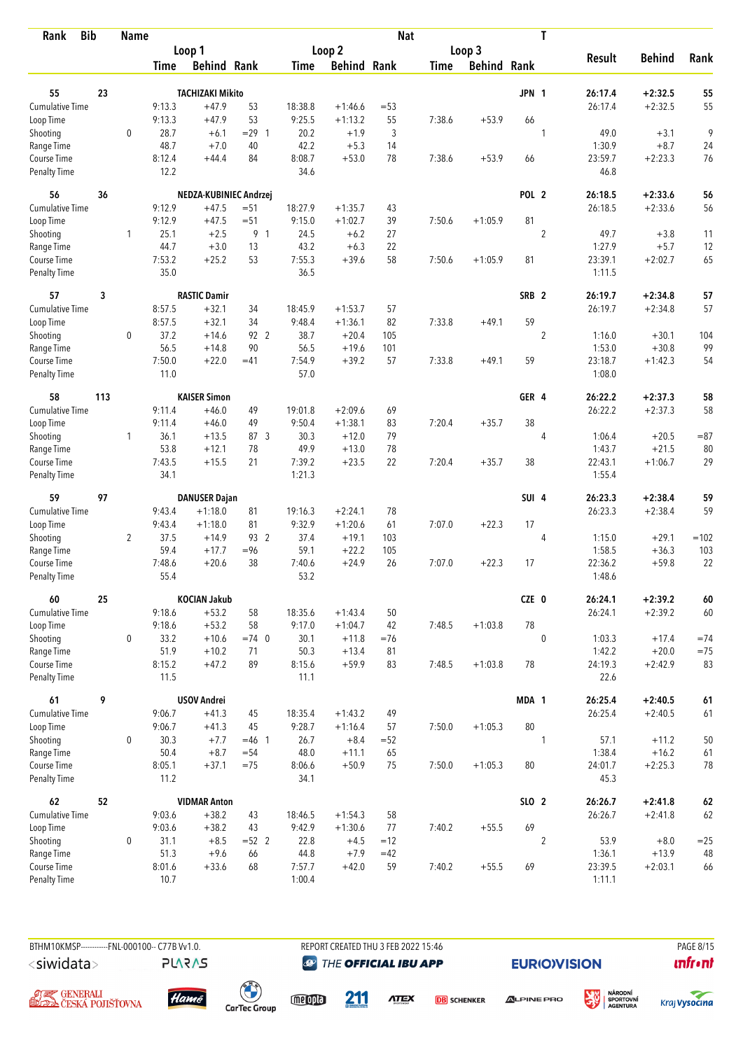| Rank | Bib | Name | | Loop 1 | | | Loop 2 | | | Nat | Loop 3 | | | T | Result | Behind | Rank |
|---|---|---|---|---|---|---|---|---|---|---|---|---|---|---|---|---|---|
| | | | | Time | Behind | Rank | Time | Behind | Rank | | Time | Behind | Rank | | | | |
| 55 | 23 | TACHIZAKI Mikito | | | | | | | | JPN | | | | 1 | 26:17.4 | +2:32.5 | 55 |
| Cumulative Time | | | | 9:13.3 | +47.9 | 53 | 18:38.8 | +1:46.6 | =53 | | | | | | 26:17.4 | +2:32.5 | 55 |
| Loop Time | | | | 9:13.3 | +47.9 | 53 | 9:25.5 | +1:13.2 | 55 | | 7:38.6 | +53.9 | 66 | | | | |
| Shooting | | | 0 | 28.7 | +6.1 | =29 1 | 20.2 | +1.9 | 3 | | | | | 1 | 49.0 | +3.1 | 9 |
| Range Time | | | | 48.7 | +7.0 | 40 | 42.2 | +5.3 | 14 | | | | | | 1:30.9 | +8.7 | 24 |
| Course Time | | | | 8:12.4 | +44.4 | 84 | 8:08.7 | +53.0 | 78 | | 7:38.6 | +53.9 | 66 | | 23:59.7 | +2:23.3 | 76 |
| Penalty Time | | | | 12.2 | | | 34.6 | | | | | | | | 46.8 | | |
| 56 | 36 | NEDZA-KUBINIEC Andrzej | | | | | | | | POL | | | | 2 | 26:18.5 | +2:33.6 | 56 |
| Cumulative Time | | | | 9:12.9 | +47.5 | =51 | 18:27.9 | +1:35.7 | 43 | | | | | | 26:18.5 | +2:33.6 | 56 |
| Loop Time | | | | 9:12.9 | +47.5 | =51 | 9:15.0 | +1:02.7 | 39 | | 7:50.6 | +1:05.9 | 81 | | | | |
| Shooting | | | 1 | 25.1 | +2.5 | 9 1 | 24.5 | +6.2 | 27 | | | | | 2 | 49.7 | +3.8 | 11 |
| Range Time | | | | 44.7 | +3.0 | 13 | 43.2 | +6.3 | 22 | | | | | | 1:27.9 | +5.7 | 12 |
| Course Time | | | | 7:53.2 | +25.2 | 53 | 7:55.3 | +39.6 | 58 | | 7:50.6 | +1:05.9 | 81 | | 23:39.1 | +2:02.7 | 65 |
| Penalty Time | | | | 35.0 | | | 36.5 | | | | | | | | 1:11.5 | | |
| 57 | 3 | RASTIC Damir | | | | | | | | SRB | | | | 2 | 26:19.7 | +2:34.8 | 57 |
| Cumulative Time | | | | 8:57.5 | +32.1 | 34 | 18:45.9 | +1:53.7 | 57 | | | | | | 26:19.7 | +2:34.8 | 57 |
| Loop Time | | | | 8:57.5 | +32.1 | 34 | 9:48.4 | +1:36.1 | 82 | | 7:33.8 | +49.1 | 59 | | | | |
| Shooting | | | 0 | 37.2 | +14.6 | 92 2 | 38.7 | +20.4 | 105 | | | | | 2 | 1:16.0 | +30.1 | 104 |
| Range Time | | | | 56.5 | +14.8 | 90 | 56.5 | +19.6 | 101 | | | | | | 1:53.0 | +30.8 | 99 |
| Course Time | | | | 7:50.0 | +22.0 | =41 | 7:54.9 | +39.2 | 57 | | 7:33.8 | +49.1 | 59 | | 23:18.7 | +1:42.3 | 54 |
| Penalty Time | | | | 11.0 | | | 57.0 | | | | | | | | 1:08.0 | | |
| 58 | 113 | KAISER Simon | | | | | | | | GER | | | | 4 | 26:22.2 | +2:37.3 | 58 |
| Cumulative Time | | | | 9:11.4 | +46.0 | 49 | 19:01.8 | +2:09.6 | 69 | | | | | | 26:22.2 | +2:37.3 | 58 |
| Loop Time | | | | 9:11.4 | +46.0 | 49 | 9:50.4 | +1:38.1 | 83 | | 7:20.4 | +35.7 | 38 | | | | |
| Shooting | | | 1 | 36.1 | +13.5 | 87 3 | 30.3 | +12.0 | 79 | | | | | 4 | 1:06.4 | +20.5 | =87 |
| Range Time | | | | 53.8 | +12.1 | 78 | 49.9 | +13.0 | 78 | | | | | | 1:43.7 | +21.5 | 80 |
| Course Time | | | | 7:43.5 | +15.5 | 21 | 7:39.2 | +23.5 | 22 | | 7:20.4 | +35.7 | 38 | | 22:43.1 | +1:06.7 | 29 |
| Penalty Time | | | | 34.1 | | | 1:21.3 | | | | | | | | 1:55.4 | | |
| 59 | 97 | DANUSER Dajan | | | | | | | | SUI | | | | 4 | 26:23.3 | +2:38.4 | 59 |
| Cumulative Time | | | | 9:43.4 | +1:18.0 | 81 | 19:16.3 | +2:24.1 | 78 | | | | | | 26:23.3 | +2:38.4 | 59 |
| Loop Time | | | | 9:43.4 | +1:18.0 | 81 | 9:32.9 | +1:20.6 | 61 | | 7:07.0 | +22.3 | 17 | | | | |
| Shooting | | | 2 | 37.5 | +14.9 | 93 2 | 37.4 | +19.1 | 103 | | | | | 4 | 1:15.0 | +29.1 | =102 |
| Range Time | | | | 59.4 | +17.7 | =96 | 59.1 | +22.2 | 105 | | | | | | 1:58.5 | +36.3 | 103 |
| Course Time | | | | 7:48.6 | +20.6 | 38 | 7:40.6 | +24.9 | 26 | | 7:07.0 | +22.3 | 17 | | 22:36.2 | +59.8 | 22 |
| Penalty Time | | | | 55.4 | | | 53.2 | | | | | | | | 1:48.6 | | |
| 60 | 25 | KOCIAN Jakub | | | | | | | | CZE | | | | 0 | 26:24.1 | +2:39.2 | 60 |
| Cumulative Time | | | | 9:18.6 | +53.2 | 58 | 18:35.6 | +1:43.4 | 50 | | | | | | 26:24.1 | +2:39.2 | 60 |
| Loop Time | | | | 9:18.6 | +53.2 | 58 | 9:17.0 | +1:04.7 | 42 | | 7:48.5 | +1:03.8 | 78 | | | | |
| Shooting | | | 0 | 33.2 | +10.6 | =74 0 | 30.1 | +11.8 | =76 | | | | | 0 | 1:03.3 | +17.4 | =74 |
| Range Time | | | | 51.9 | +10.2 | 71 | 50.3 | +13.4 | 81 | | | | | | 1:42.2 | +20.0 | =75 |
| Course Time | | | | 8:15.2 | +47.2 | 89 | 8:15.6 | +59.9 | 83 | | 7:48.5 | +1:03.8 | 78 | | 24:19.3 | +2:42.9 | 83 |
| Penalty Time | | | | 11.5 | | | 11.1 | | | | | | | | 22.6 | | |
| 61 | 9 | USOV Andrei | | | | | | | | MDA | | | | 1 | 26:25.4 | +2:40.5 | 61 |
| Cumulative Time | | | | 9:06.7 | +41.3 | 45 | 18:35.4 | +1:43.2 | 49 | | | | | | 26:25.4 | +2:40.5 | 61 |
| Loop Time | | | | 9:06.7 | +41.3 | 45 | 9:28.7 | +1:16.4 | 57 | | 7:50.0 | +1:05.3 | 80 | | | | |
| Shooting | | | 0 | 30.3 | +7.7 | =46 1 | 26.7 | +8.4 | =52 | | | | | 1 | 57.1 | +11.2 | 50 |
| Range Time | | | | 50.4 | +8.7 | =54 | 48.0 | +11.1 | 65 | | | | | | 1:38.4 | +16.2 | 61 |
| Course Time | | | | 8:05.1 | +37.1 | =75 | 8:06.6 | +50.9 | 75 | | 7:50.0 | +1:05.3 | 80 | | 24:01.7 | +2:25.3 | 78 |
| Penalty Time | | | | 11.2 | | | 34.1 | | | | | | | | 45.3 | | |
| 62 | 52 | VIDMAR Anton | | | | | | | | SLO | | | | 2 | 26:26.7 | +2:41.8 | 62 |
| Cumulative Time | | | | 9:03.6 | +38.2 | 43 | 18:46.5 | +1:54.3 | 58 | | | | | | 26:26.7 | +2:41.8 | 62 |
| Loop Time | | | | 9:03.6 | +38.2 | 43 | 9:42.9 | +1:30.6 | 77 | | 7:40.2 | +55.5 | 69 | | | | |
| Shooting | | | 0 | 31.1 | +8.5 | =52 2 | 22.8 | +4.5 | =12 | | | | | 2 | 53.9 | +8.0 | =25 |
| Range Time | | | | 51.3 | +9.6 | 66 | 44.8 | +7.9 | =42 | | | | | | 1:36.1 | +13.9 | 48 |
| Course Time | | | | 8:01.6 | +33.6 | 68 | 7:57.7 | +42.0 | 59 | | 7:40.2 | +55.5 | 69 | | 23:39.5 | +2:03.1 | 66 |
| Penalty Time | | | | 10.7 | | | 1:00.4 | | | | | | | | 1:11.1 | | |

BTHM10KMSP-----------FNL-000100-- C77B Vv1.0. REPORT CREATED THU 3 FEB 2022 15:46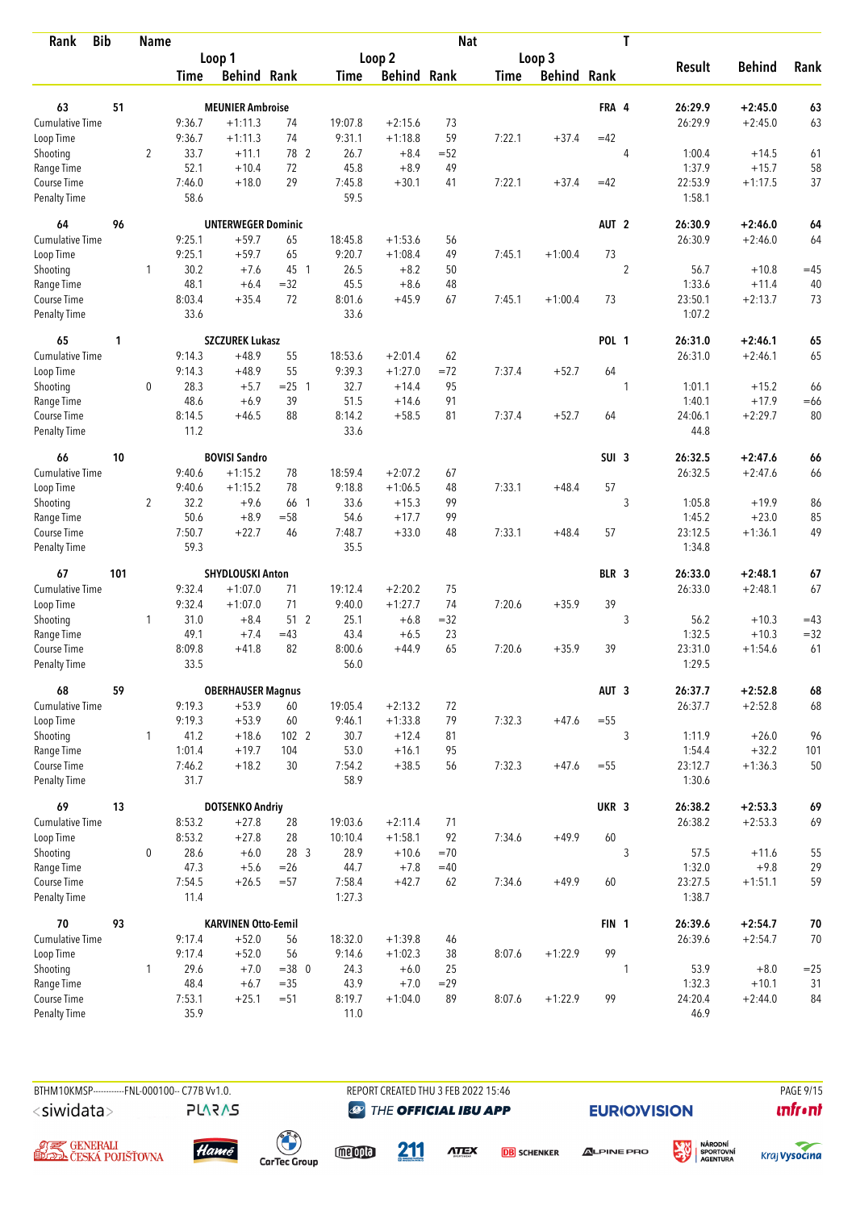| Rank | Bib | Name | | | | | | | Nat | | | T | | | |
|---|---|---|---|---|---|---|---|---|---|---|---|---|---|---|---|
| | | | Loop 1 | | | Loop 2 | | | Loop 3 | | | | Result | Behind | Rank |
| | | | Time | Behind | Rank | Time | Behind | Rank | Time | Behind | Rank | | | | |
| 63 | 51 | MEUNIER Ambroise | | | | | | | | | FRA | 4 | 26:29.9 | +2:45.0 | 63 |
| Cumulative Time | | | 9:36.7 | +1:11.3 | 74 | 19:07.8 | +2:15.6 | 73 | | | | | 26:29.9 | +2:45.0 | 63 |
| Loop Time | | | 9:36.7 | +1:11.3 | 74 | 9:31.1 | +1:18.8 | 59 | 7:22.1 | +37.4 | =42 | | | | |
| Shooting | | 2 | 33.7 | +11.1 | 78 2 | 26.7 | +8.4 | =52 | | | | 4 | 1:00.4 | +14.5 | 61 |
| Range Time | | | 52.1 | +10.4 | 72 | 45.8 | +8.9 | 49 | | | | | 1:37.9 | +15.7 | 58 |
| Course Time | | | 7:46.0 | +18.0 | 29 | 7:45.8 | +30.1 | 41 | 7:22.1 | +37.4 | =42 | | 22:53.9 | +1:17.5 | 37 |
| Penalty Time | | | 58.6 | | | 59.5 | | | | | | | 1:58.1 | | |
| 64 | 96 | UNTERWEGER Dominic | | | | | | | | | AUT | 2 | 26:30.9 | +2:46.0 | 64 |
| Cumulative Time | | | 9:25.1 | +59.7 | 65 | 18:45.8 | +1:53.6 | 56 | | | | | 26:30.9 | +2:46.0 | 64 |
| Loop Time | | | 9:25.1 | +59.7 | 65 | 9:20.7 | +1:08.4 | 49 | 7:45.1 | +1:00.4 | 73 | | | | |
| Shooting | | 1 | 30.2 | +7.6 | 45 1 | 26.5 | +8.2 | 50 | | | | 2 | 56.7 | +10.8 | =45 |
| Range Time | | | 48.1 | +6.4 | =32 | 45.5 | +8.6 | 48 | | | | | 1:33.6 | +11.4 | 40 |
| Course Time | | | 8:03.4 | +35.4 | 72 | 8:01.6 | +45.9 | 67 | 7:45.1 | +1:00.4 | 73 | | 23:50.1 | +2:13.7 | 73 |
| Penalty Time | | | 33.6 | | | 33.6 | | | | | | | 1:07.2 | | |
| 65 | 1 | SZCZUREK Lukasz | | | | | | | | | POL | 1 | 26:31.0 | +2:46.1 | 65 |
| Cumulative Time | | | 9:14.3 | +48.9 | 55 | 18:53.6 | +2:01.4 | 62 | | | | | 26:31.0 | +2:46.1 | 65 |
| Loop Time | | | 9:14.3 | +48.9 | 55 | 9:39.3 | +1:27.0 | =72 | 7:37.4 | +52.7 | 64 | | | | |
| Shooting | | 0 | 28.3 | +5.7 | =25 1 | 32.7 | +14.4 | 95 | | | | 1 | 1:01.1 | +15.2 | 66 |
| Range Time | | | 48.6 | +6.9 | 39 | 51.5 | +14.6 | 91 | | | | | 1:40.1 | +17.9 | =66 |
| Course Time | | | 8:14.5 | +46.5 | 88 | 8:14.2 | +58.5 | 81 | 7:37.4 | +52.7 | 64 | | 24:06.1 | +2:29.7 | 80 |
| Penalty Time | | | 11.2 | | | 33.6 | | | | | | | 44.8 | | |
| 66 | 10 | BOVISI Sandro | | | | | | | | | SUI | 3 | 26:32.5 | +2:47.6 | 66 |
| Cumulative Time | | | 9:40.6 | +1:15.2 | 78 | 18:59.4 | +2:07.2 | 67 | | | | | 26:32.5 | +2:47.6 | 66 |
| Loop Time | | | 9:40.6 | +1:15.2 | 78 | 9:18.8 | +1:06.5 | 48 | 7:33.1 | +48.4 | 57 | | | | |
| Shooting | | 2 | 32.2 | +9.6 | 66 1 | 33.6 | +15.3 | 99 | | | | 3 | 1:05.8 | +19.9 | 86 |
| Range Time | | | 50.6 | +8.9 | =58 | 54.6 | +17.7 | 99 | | | | | 1:45.2 | +23.0 | 85 |
| Course Time | | | 7:50.7 | +22.7 | 46 | 7:48.7 | +33.0 | 48 | 7:33.1 | +48.4 | 57 | | 23:12.5 | +1:36.1 | 49 |
| Penalty Time | | | 59.3 | | | 35.5 | | | | | | | 1:34.8 | | |
| 67 | 101 | SHYDLOUSKI Anton | | | | | | | | | BLR | 3 | 26:33.0 | +2:48.1 | 67 |
| Cumulative Time | | | 9:32.4 | +1:07.0 | 71 | 19:12.4 | +2:20.2 | 75 | | | | | 26:33.0 | +2:48.1 | 67 |
| Loop Time | | | 9:32.4 | +1:07.0 | 71 | 9:40.0 | +1:27.7 | 74 | 7:20.6 | +35.9 | 39 | | | | |
| Shooting | | 1 | 31.0 | +8.4 | 51 2 | 25.1 | +6.8 | =32 | | | | 3 | 56.2 | +10.3 | =43 |
| Range Time | | | 49.1 | +7.4 | =43 | 43.4 | +6.5 | 23 | | | | | 1:32.5 | +10.3 | =32 |
| Course Time | | | 8:09.8 | +41.8 | 82 | 8:00.6 | +44.9 | 65 | 7:20.6 | +35.9 | 39 | | 23:31.0 | +1:54.6 | 61 |
| Penalty Time | | | 33.5 | | | 56.0 | | | | | | | 1:29.5 | | |
| 68 | 59 | OBERHAUSER Magnus | | | | | | | | | AUT | 3 | 26:37.7 | +2:52.8 | 68 |
| Cumulative Time | | | 9:19.3 | +53.9 | 60 | 19:05.4 | +2:13.2 | 72 | | | | | 26:37.7 | +2:52.8 | 68 |
| Loop Time | | | 9:19.3 | +53.9 | 60 | 9:46.1 | +1:33.8 | 79 | 7:32.3 | +47.6 | =55 | | | | |
| Shooting | | 1 | 41.2 | +18.6 | 102 2 | 30.7 | +12.4 | 81 | | | | 3 | 1:11.9 | +26.0 | 96 |
| Range Time | | | 1:01.4 | +19.7 | 104 | 53.0 | +16.1 | 95 | | | | | 1:54.4 | +32.2 | 101 |
| Course Time | | | 7:46.2 | +18.2 | 30 | 7:54.2 | +38.5 | 56 | 7:32.3 | +47.6 | =55 | | 23:12.7 | +1:36.3 | 50 |
| Penalty Time | | | 31.7 | | | 58.9 | | | | | | | 1:30.6 | | |
| 69 | 13 | DOTSENKO Andriy | | | | | | | | | UKR | 3 | 26:38.2 | +2:53.3 | 69 |
| Cumulative Time | | | 8:53.2 | +27.8 | 28 | 19:03.6 | +2:11.4 | 71 | | | | | 26:38.2 | +2:53.3 | 69 |
| Loop Time | | | 8:53.2 | +27.8 | 28 | 10:10.4 | +1:58.1 | 92 | 7:34.6 | +49.9 | 60 | | | | |
| Shooting | | 0 | 28.6 | +6.0 | 28 3 | 28.9 | +10.6 | =70 | | | | 3 | 57.5 | +11.6 | 55 |
| Range Time | | | 47.3 | +5.6 | =26 | 44.7 | +7.8 | =40 | | | | | 1:32.0 | +9.8 | 29 |
| Course Time | | | 7:54.5 | +26.5 | =57 | 7:58.4 | +42.7 | 62 | 7:34.6 | +49.9 | 60 | | 23:27.5 | +1:51.1 | 59 |
| Penalty Time | | | 11.4 | | | 1:27.3 | | | | | | | 1:38.7 | | |
| 70 | 93 | KARVINEN Otto-Eemil | | | | | | | | | FIN | 1 | 26:39.6 | +2:54.7 | 70 |
| Cumulative Time | | | 9:17.4 | +52.0 | 56 | 18:32.0 | +1:39.8 | 46 | | | | | 26:39.6 | +2:54.7 | 70 |
| Loop Time | | | 9:17.4 | +52.0 | 56 | 9:14.6 | +1:02.3 | 38 | 8:07.6 | +1:22.9 | 99 | | | | |
| Shooting | | 1 | 29.6 | +7.0 | =38 0 | 24.3 | +6.0 | 25 | | | | 1 | 53.9 | +8.0 | =25 |
| Range Time | | | 48.4 | +6.7 | =35 | 43.9 | +7.0 | =29 | | | | | 1:32.3 | +10.1 | 31 |
| Course Time | | | 7:53.1 | +25.1 | =51 | 8:19.7 | +1:04.0 | 89 | 8:07.6 | +1:22.9 | 99 | | 24:20.4 | +2:44.0 | 84 |
| Penalty Time | | | 35.9 | | | 11.0 | | | | | | | 46.9 | | |

BTHM10KMSP-----------FNL-000100-- C77B Vv1.0. REPORT CREATED THU 3 FEB 2022 15:46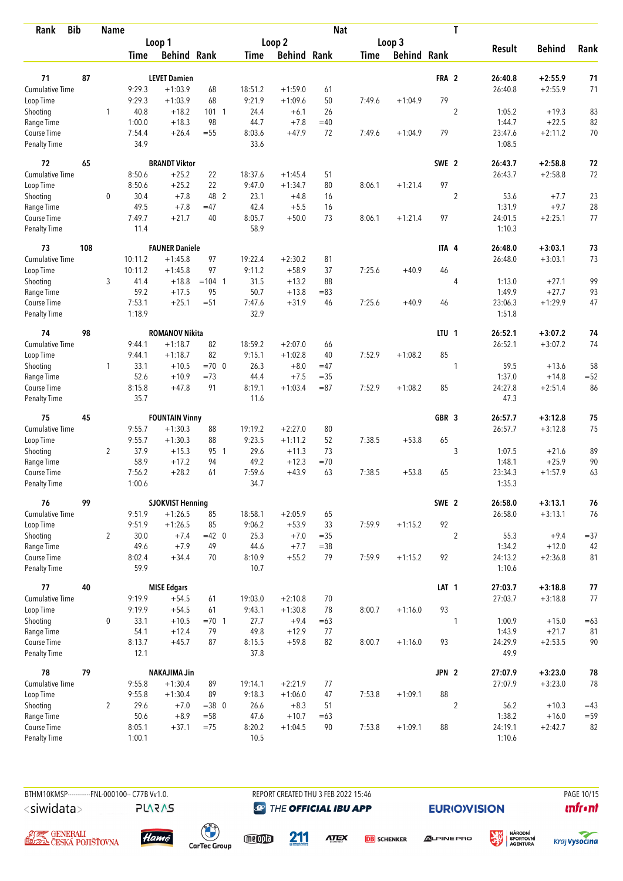| Rank | Bib | Name | | | | | | | Nat | | | T | | | |
|---|---|---|---|---|---|---|---|---|---|---|---|---|---|---|---|
| | | | Loop 1 | | | Loop 2 | | | Loop 3 | | | | Result | Behind | Rank |
| | | | Time | Behind | Rank | Time | Behind | Rank | Time | Behind | Rank | | | | |
| 71 | 87 | LEVET Damien | | | | | | | | | FRA | 2 | 26:40.8 | +2:55.9 | 71 |
| Cumulative Time | | | 9:29.3 | +1:03.9 | 68 | 18:51.2 | +1:59.0 | 61 | | | | | 26:40.8 | +2:55.9 | 71 |
| Loop Time | | | 9:29.3 | +1:03.9 | 68 | 9:21.9 | +1:09.6 | 50 | 7:49.6 | +1:04.9 | 79 | | | | |
| Shooting | | 1 | 40.8 | +18.2 | 101 1 | 24.4 | +6.1 | 26 | | | | 2 | 1:05.2 | +19.3 | 83 |
| Range Time | | | 1:00.0 | +18.3 | 98 | 44.7 | +7.8 | =40 | | | | | 1:44.7 | +22.5 | 82 |
| Course Time | | | 7:54.4 | +26.4 | =55 | 8:03.6 | +47.9 | 72 | 7:49.6 | +1:04.9 | 79 | | 23:47.6 | +2:11.2 | 70 |
| Penalty Time | | | 34.9 | | | 33.6 | | | | | | | 1:08.5 | | |
| 72 | 65 | BRANDT Viktor | | | | | | | | | SWE | 2 | 26:43.7 | +2:58.8 | 72 |
| Cumulative Time | | | 8:50.6 | +25.2 | 22 | 18:37.6 | +1:45.4 | 51 | | | | | 26:43.7 | +2:58.8 | 72 |
| Loop Time | | | 8:50.6 | +25.2 | 22 | 9:47.0 | +1:34.7 | 80 | 8:06.1 | +1:21.4 | 97 | | | | |
| Shooting | | 0 | 30.4 | +7.8 | 48 2 | 23.1 | +4.8 | 16 | | | | 2 | 53.6 | +7.7 | 23 |
| Range Time | | | 49.5 | +7.8 | =47 | 42.4 | +5.5 | 16 | | | | | 1:31.9 | +9.7 | 28 |
| Course Time | | | 7:49.7 | +21.7 | 40 | 8:05.7 | +50.0 | 73 | 8:06.1 | +1:21.4 | 97 | | 24:01.5 | +2:25.1 | 77 |
| Penalty Time | | | 11.4 | | | 58.9 | | | | | | | 1:10.3 | | |
| 73 | 108 | FAUNER Daniele | | | | | | | | | ITA | 4 | 26:48.0 | +3:03.1 | 73 |
| Cumulative Time | | | 10:11.2 | +1:45.8 | 97 | 19:22.4 | +2:30.2 | 81 | | | | | 26:48.0 | +3:03.1 | 73 |
| Loop Time | | | 10:11.2 | +1:45.8 | 97 | 9:11.2 | +58.9 | 37 | 7:25.6 | +40.9 | 46 | | | | |
| Shooting | | 3 | 41.4 | +18.8 | =104 1 | 31.5 | +13.2 | 88 | | | | 4 | 1:13.0 | +27.1 | 99 |
| Range Time | | | 59.2 | +17.5 | 95 | 50.7 | +13.8 | =83 | | | | | 1:49.9 | +27.7 | 93 |
| Course Time | | | 7:53.1 | +25.1 | =51 | 7:47.6 | +31.9 | 46 | 7:25.6 | +40.9 | 46 | | 23:06.3 | +1:29.9 | 47 |
| Penalty Time | | | 1:18.9 | | | 32.9 | | | | | | | 1:51.8 | | |
| 74 | 98 | ROMANOV Nikita | | | | | | | | | LTU | 1 | 26:52.1 | +3:07.2 | 74 |
| Cumulative Time | | | 9:44.1 | +1:18.7 | 82 | 18:59.2 | +2:07.0 | 66 | | | | | 26:52.1 | +3:07.2 | 74 |
| Loop Time | | | 9:44.1 | +1:18.7 | 82 | 9:15.1 | +1:02.8 | 40 | 7:52.9 | +1:08.2 | 85 | | | | |
| Shooting | | 1 | 33.1 | +10.5 | =70 0 | 26.3 | +8.0 | =47 | | | | 1 | 59.5 | +13.6 | 58 |
| Range Time | | | 52.6 | +10.9 | =73 | 44.4 | +7.5 | =35 | | | | | 1:37.0 | +14.8 | =52 |
| Course Time | | | 8:15.8 | +47.8 | 91 | 8:19.1 | +1:03.4 | =87 | 7:52.9 | +1:08.2 | 85 | | 24:27.8 | +2:51.4 | 86 |
| Penalty Time | | | 35.7 | | | 11.6 | | | | | | | 47.3 | | |
| 75 | 45 | FOUNTAIN Vinny | | | | | | | | | GBR | 3 | 26:57.7 | +3:12.8 | 75 |
| Cumulative Time | | | 9:55.7 | +1:30.3 | 88 | 19:19.2 | +2:27.0 | 80 | | | | | 26:57.7 | +3:12.8 | 75 |
| Loop Time | | | 9:55.7 | +1:30.3 | 88 | 9:23.5 | +1:11.2 | 52 | 7:38.5 | +53.8 | 65 | | | | |
| Shooting | | 2 | 37.9 | +15.3 | 95 1 | 29.6 | +11.3 | 73 | | | | 3 | 1:07.5 | +21.6 | 89 |
| Range Time | | | 58.9 | +17.2 | 94 | 49.2 | +12.3 | =70 | | | | | 1:48.1 | +25.9 | 90 |
| Course Time | | | 7:56.2 | +28.2 | 61 | 7:59.6 | +43.9 | 63 | 7:38.5 | +53.8 | 65 | | 23:34.3 | +1:57.9 | 63 |
| Penalty Time | | | 1:00.6 | | | 34.7 | | | | | | | 1:35.3 | | |
| 76 | 99 | SJOKVIST Henning | | | | | | | | | SWE | 2 | 26:58.0 | +3:13.1 | 76 |
| Cumulative Time | | | 9:51.9 | +1:26.5 | 85 | 18:58.1 | +2:05.9 | 65 | | | | | 26:58.0 | +3:13.1 | 76 |
| Loop Time | | | 9:51.9 | +1:26.5 | 85 | 9:06.2 | +53.9 | 33 | 7:59.9 | +1:15.2 | 92 | | | | |
| Shooting | | 2 | 30.0 | +7.4 | =42 0 | 25.3 | +7.0 | =35 | | | | 2 | 55.3 | +9.4 | =37 |
| Range Time | | | 49.6 | +7.9 | 49 | 44.6 | +7.7 | =38 | | | | | 1:34.2 | +12.0 | 42 |
| Course Time | | | 8:02.4 | +34.4 | 70 | 8:10.9 | +55.2 | 79 | 7:59.9 | +1:15.2 | 92 | | 24:13.2 | +2:36.8 | 81 |
| Penalty Time | | | 59.9 | | | 10.7 | | | | | | | 1:10.6 | | |
| 77 | 40 | MISE Edgars | | | | | | | | | LAT | 1 | 27:03.7 | +3:18.8 | 77 |
| Cumulative Time | | | 9:19.9 | +54.5 | 61 | 19:03.0 | +2:10.8 | 70 | | | | | 27:03.7 | +3:18.8 | 77 |
| Loop Time | | | 9:19.9 | +54.5 | 61 | 9:43.1 | +1:30.8 | 78 | 8:00.7 | +1:16.0 | 93 | | | | |
| Shooting | | 0 | 33.1 | +10.5 | =70 1 | 27.7 | +9.4 | =63 | | | | 1 | 1:00.9 | +15.0 | =63 |
| Range Time | | | 54.1 | +12.4 | 79 | 49.8 | +12.9 | 77 | | | | | 1:43.9 | +21.7 | 81 |
| Course Time | | | 8:13.7 | +45.7 | 87 | 8:15.5 | +59.8 | 82 | 8:00.7 | +1:16.0 | 93 | | 24:29.9 | +2:53.5 | 90 |
| Penalty Time | | | 12.1 | | | 37.8 | | | | | | | 49.9 | | |
| 78 | 79 | NAKAJIMA Jin | | | | | | | | | JPN | 2 | 27:07.9 | +3:23.0 | 78 |
| Cumulative Time | | | 9:55.8 | +1:30.4 | 89 | 19:14.1 | +2:21.9 | 77 | | | | | 27:07.9 | +3:23.0 | 78 |
| Loop Time | | | 9:55.8 | +1:30.4 | 89 | 9:18.3 | +1:06.0 | 47 | 7:53.8 | +1:09.1 | 88 | | | | |
| Shooting | | 2 | 29.6 | +7.0 | =38 0 | 26.6 | +8.3 | 51 | | | | 2 | 56.2 | +10.3 | =43 |
| Range Time | | | 50.6 | +8.9 | =58 | 47.6 | +10.7 | =63 | | | | | 1:38.2 | +16.0 | =59 |
| Course Time | | | 8:05.1 | +37.1 | =75 | 8:20.2 | +1:04.5 | 90 | 7:53.8 | +1:09.1 | 88 | | 24:19.1 | +2:42.7 | 82 |
| Penalty Time | | | 1:00.1 | | | 10.5 | | | | | | | 1:10.6 | | |

BTHM10KMSP-----------FNL-000100-- C77B Vv1.0. REPORT CREATED THU 3 FEB 2022 15:46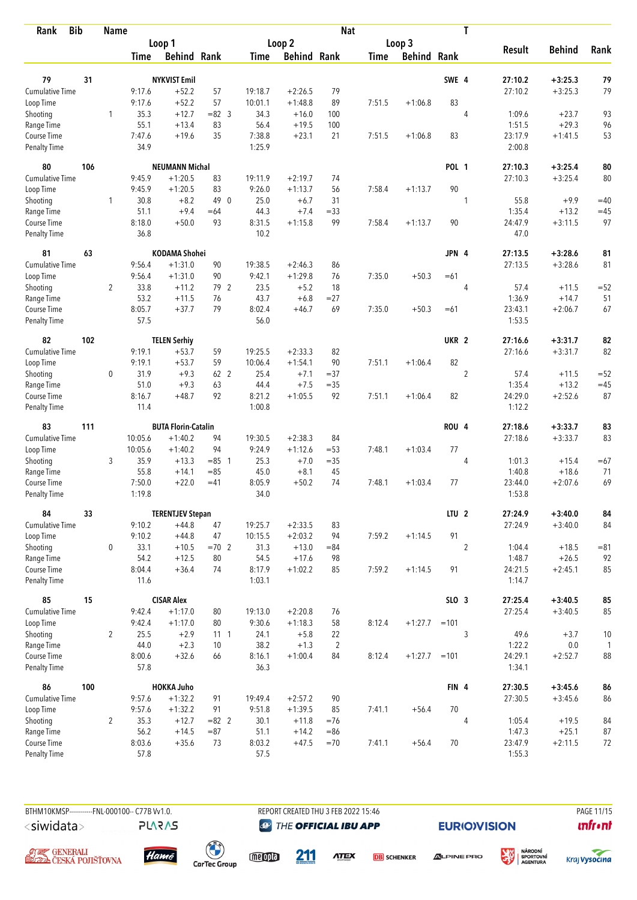| Rank | Bib | Name | | | | | | | Nat | | | T | | | |
|---|---|---|---|---|---|---|---|---|---|---|---|---|---|---|---|
| | | | Loop 1 | | | Loop 2 | | | Loop 3 | | | | Result | Behind | Rank |
| | | | Time | Behind | Rank | Time | Behind | Rank | Time | Behind | Rank | | | | |
| **79** | **31** | **NYKVIST Emil** | | | | | | | | | **SWE** | **4** | **27:10.2** | **+3:25.3** | **79** |
| Cumulative Time | | | 9:17.6 | +52.2 | 57 | 19:18.7 | +2:26.5 | 79 | | | | | 27:10.2 | +3:25.3 | 79 |
| Loop Time | | | 9:17.6 | +52.2 | 57 | 10:01.1 | +1:48.8 | 89 | 7:51.5 | +1:06.8 | 83 | | | | |
| Shooting | | 1 | 35.3 | +12.7 | =82 3 | 34.3 | +16.0 | 100 | | | | 4 | 1:09.6 | +23.7 | 93 |
| Range Time | | | 55.1 | +13.4 | 83 | 56.4 | +19.5 | 100 | | | | | 1:51.5 | +29.3 | 96 |
| Course Time | | | 7:47.6 | +19.6 | 35 | 7:38.8 | +23.1 | 21 | 7:51.5 | +1:06.8 | 83 | | 23:17.9 | +1:41.5 | 53 |
| Penalty Time | | | 34.9 | | | 1:25.9 | | | | | | | 2:00.8 | | |
| **80** | **106** | **NEUMANN Michal** | | | | | | | | | **POL** | **1** | **27:10.3** | **+3:25.4** | **80** |
| Cumulative Time | | | 9:45.9 | +1:20.5 | 83 | 19:11.9 | +2:19.7 | 74 | | | | | 27:10.3 | +3:25.4 | 80 |
| Loop Time | | | 9:45.9 | +1:20.5 | 83 | 9:26.0 | +1:13.7 | 56 | 7:58.4 | +1:13.7 | 90 | | | | |
| Shooting | | 1 | 30.8 | +8.2 | 49 0 | 25.0 | +6.7 | 31 | | | | 1 | 55.8 | +9.9 | =40 |
| Range Time | | | 51.1 | +9.4 | =64 | 44.3 | +7.4 | =33 | | | | | 1:35.4 | +13.2 | =45 |
| Course Time | | | 8:18.0 | +50.0 | 93 | 8:31.5 | +1:15.8 | 99 | 7:58.4 | +1:13.7 | 90 | | 24:47.9 | +3:11.5 | 97 |
| Penalty Time | | | 36.8 | | | 10.2 | | | | | | | 47.0 | | |
| **81** | **63** | **KODAMA Shohei** | | | | | | | | | **JPN** | **4** | **27:13.5** | **+3:28.6** | **81** |
| Cumulative Time | | | 9:56.4 | +1:31.0 | 90 | 19:38.5 | +2:46.3 | 86 | | | | | 27:13.5 | +3:28.6 | 81 |
| Loop Time | | | 9:56.4 | +1:31.0 | 90 | 9:42.1 | +1:29.8 | 76 | 7:35.0 | +50.3 | =61 | | | | |
| Shooting | | 2 | 33.8 | +11.2 | 79 2 | 23.5 | +5.2 | 18 | | | | 4 | 57.4 | +11.5 | =52 |
| Range Time | | | 53.2 | +11.5 | 76 | 43.7 | +6.8 | =27 | | | | | 1:36.9 | +14.7 | 51 |
| Course Time | | | 8:05.7 | +37.7 | 79 | 8:02.4 | +46.7 | 69 | 7:35.0 | +50.3 | =61 | | 23:43.1 | +2:06.7 | 67 |
| Penalty Time | | | 57.5 | | | 56.0 | | | | | | | 1:53.5 | | |
| **82** | **102** | **TELEN Serhiy** | | | | | | | | | **UKR** | **2** | **27:16.6** | **+3:31.7** | **82** |
| Cumulative Time | | | 9:19.1 | +53.7 | 59 | 19:25.5 | +2:33.3 | 82 | | | | | 27:16.6 | +3:31.7 | 82 |
| Loop Time | | | 9:19.1 | +53.7 | 59 | 10:06.4 | +1:54.1 | 90 | 7:51.1 | +1:06.4 | 82 | | | | |
| Shooting | | 0 | 31.9 | +9.3 | 62 2 | 25.4 | +7.1 | =37 | | | | 2 | 57.4 | +11.5 | =52 |
| Range Time | | | 51.0 | +9.3 | 63 | 44.4 | +7.5 | =35 | | | | | 1:35.4 | +13.2 | =45 |
| Course Time | | | 8:16.7 | +48.7 | 92 | 8:21.2 | +1:05.5 | 92 | 7:51.1 | +1:06.4 | 82 | | 24:29.0 | +2:52.6 | 87 |
| Penalty Time | | | 11.4 | | | 1:00.8 | | | | | | | 1:12.2 | | |
| **83** | **111** | **BUTA Florin-Catalin** | | | | | | | | | **ROU** | **4** | **27:18.6** | **+3:33.7** | **83** |
| Cumulative Time | | | 10:05.6 | +1:40.2 | 94 | 19:30.5 | +2:38.3 | 84 | | | | | 27:18.6 | +3:33.7 | 83 |
| Loop Time | | | 10:05.6 | +1:40.2 | 94 | 9:24.9 | +1:12.6 | =53 | 7:48.1 | +1:03.4 | 77 | | | | |
| Shooting | | 3 | 35.9 | +13.3 | =85 1 | 25.3 | +7.0 | =35 | | | | 4 | 1:01.3 | +15.4 | =67 |
| Range Time | | | 55.8 | +14.1 | =85 | 45.0 | +8.1 | 45 | | | | | 1:40.8 | +18.6 | 71 |
| Course Time | | | 7:50.0 | +22.0 | =41 | 8:05.9 | +50.2 | 74 | 7:48.1 | +1:03.4 | 77 | | 23:44.0 | +2:07.6 | 69 |
| Penalty Time | | | 1:19.8 | | | 34.0 | | | | | | | 1:53.8 | | |
| **84** | **33** | **TERENTJEV Stepan** | | | | | | | | | **LTU** | **2** | **27:24.9** | **+3:40.0** | **84** |
| Cumulative Time | | | 9:10.2 | +44.8 | 47 | 19:25.7 | +2:33.5 | 83 | | | | | 27:24.9 | +3:40.0 | 84 |
| Loop Time | | | 9:10.2 | +44.8 | 47 | 10:15.5 | +2:03.2 | 94 | 7:59.2 | +1:14.5 | 91 | | | | |
| Shooting | | 0 | 33.1 | +10.5 | =70 2 | 31.3 | +13.0 | =84 | | | | 2 | 1:04.4 | +18.5 | =81 |
| Range Time | | | 54.2 | +12.5 | 80 | 54.5 | +17.6 | 98 | | | | | 1:48.7 | +26.5 | 92 |
| Course Time | | | 8:04.4 | +36.4 | 74 | 8:17.9 | +1:02.2 | 85 | 7:59.2 | +1:14.5 | 91 | | 24:21.5 | +2:45.1 | 85 |
| Penalty Time | | | 11.6 | | | 1:03.1 | | | | | | | 1:14.7 | | |
| **85** | **15** | **CISAR Alex** | | | | | | | | | **SLO** | **3** | **27:25.4** | **+3:40.5** | **85** |
| Cumulative Time | | | 9:42.4 | +1:17.0 | 80 | 19:13.0 | +2:20.8 | 76 | | | | | 27:25.4 | +3:40.5 | 85 |
| Loop Time | | | 9:42.4 | +1:17.0 | 80 | 9:30.6 | +1:18.3 | 58 | 8:12.4 | +1:27.7 | =101 | | | | |
| Shooting | | 2 | 25.5 | +2.9 | 11 1 | 24.1 | +5.8 | 22 | | | | 3 | 49.6 | +3.7 | 10 |
| Range Time | | | 44.0 | +2.3 | 10 | 38.2 | +1.3 | 2 | | | | | 1:22.2 | 0.0 | 1 |
| Course Time | | | 8:00.6 | +32.6 | 66 | 8:16.1 | +1:00.4 | 84 | 8:12.4 | +1:27.7 | =101 | | 24:29.1 | +2:52.7 | 88 |
| Penalty Time | | | 57.8 | | | 36.3 | | | | | | | 1:34.1 | | |
| **86** | **100** | **HOKKA Juho** | | | | | | | | | **FIN** | **4** | **27:30.5** | **+3:45.6** | **86** |
| Cumulative Time | | | 9:57.6 | +1:32.2 | 91 | 19:49.4 | +2:57.2 | 90 | | | | | 27:30.5 | +3:45.6 | 86 |
| Loop Time | | | 9:57.6 | +1:32.2 | 91 | 9:51.8 | +1:39.5 | 85 | 7:41.1 | +56.4 | 70 | | | | |
| Shooting | | 2 | 35.3 | +12.7 | =82 2 | 30.1 | +11.8 | =76 | | | | 4 | 1:05.4 | +19.5 | 84 |
| Range Time | | | 56.2 | +14.5 | =87 | 51.1 | +14.2 | =86 | | | | | 1:47.3 | +25.1 | 87 |
| Course Time | | | 8:03.6 | +35.6 | 73 | 8:03.2 | +47.5 | =70 | 7:41.1 | +56.4 | 70 | | 23:47.9 | +2:11.5 | 72 |
| Penalty Time | | | 57.8 | | | 57.5 | | | | | | | 1:55.3 | | |

BTHM10KMSP-----------FNL-000100-- C77B Vv1.0. REPORT CREATED THU 3 FEB 2022 15:46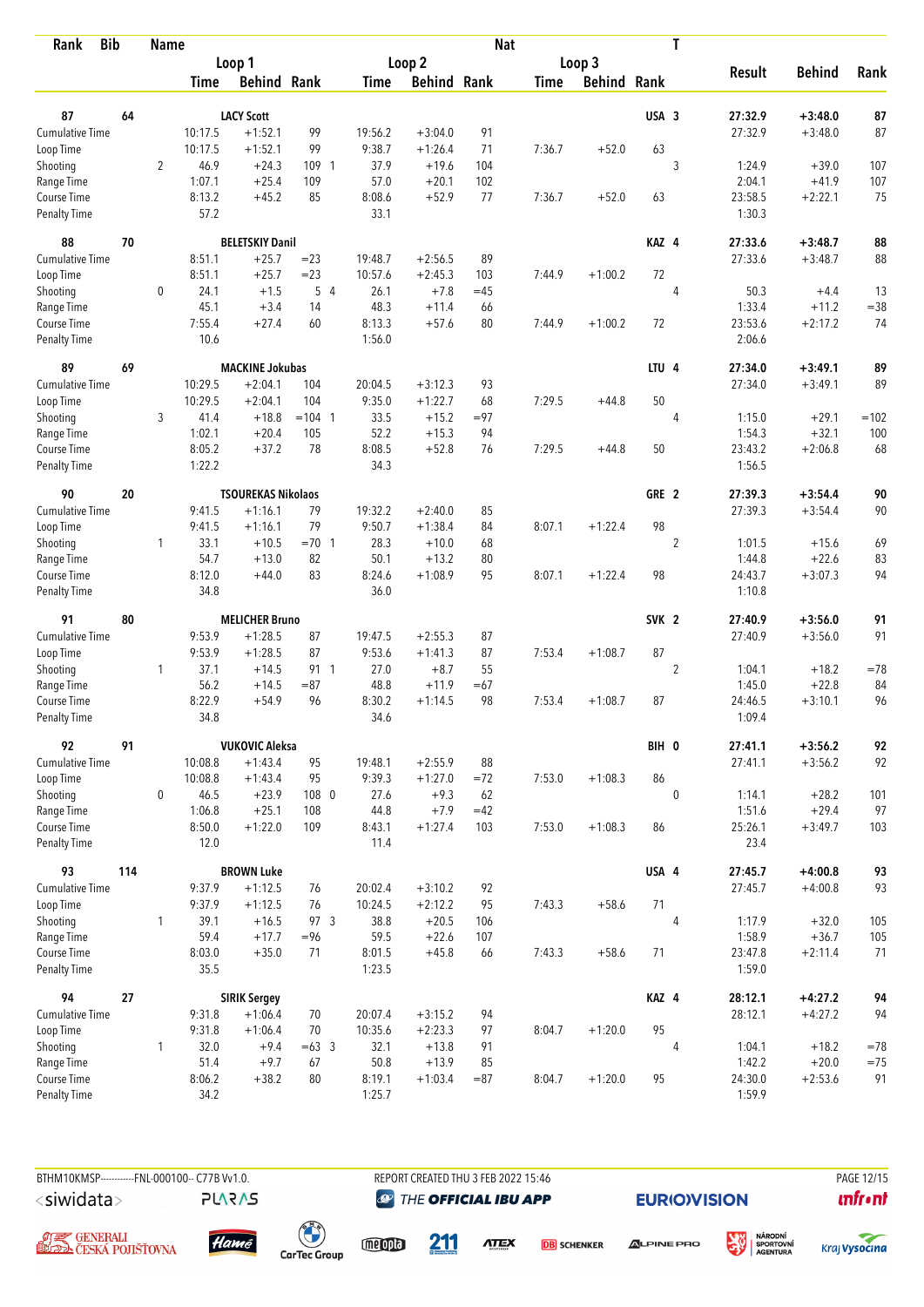| Rank | Bib | Name | | Loop 1 | | | Loop 2 | | | Loop 3 | | | Nat | T | Result | Behind | Rank |
|---|---|---|---|---|---|---|---|---|---|---|---|---|---|---|---|---|---|
| | | | | Time | Behind | Rank | Time | Behind | Rank | Time | Behind | Rank | | | | | |
| 87 | 64 | LACY Scott | | | | | | | | | | | USA | 3 | 27:32.9 | +3:48.0 | 87 |
| Cumulative Time | | | | 10:17.5 | +1:52.1 | 99 | 19:56.2 | +3:04.0 | 91 | | | | | | 27:32.9 | +3:48.0 | 87 |
| Loop Time | | | | 10:17.5 | +1:52.1 | 99 | 9:38.7 | +1:26.4 | 71 | 7:36.7 | +52.0 | 63 | | | | | |
| Shooting | | | 2 | 46.9 | +24.3 | 109 1 | 37.9 | +19.6 | 104 | | | | | 3 | 1:24.9 | +39.0 | 107 |
| Range Time | | | | 1:07.1 | +25.4 | 109 | 57.0 | +20.1 | 102 | | | | | | 2:04.1 | +41.9 | 107 |
| Course Time | | | | 8:13.2 | +45.2 | 85 | 8:08.6 | +52.9 | 77 | 7:36.7 | +52.0 | 63 | | | 23:58.5 | +2:22.1 | 75 |
| Penalty Time | | | | 57.2 | | | 33.1 | | | | | | | | 1:30.3 | | |
| 88 | 70 | BELETSKIY Danil | | | | | | | | | | | KAZ | 4 | 27:33.6 | +3:48.7 | 88 |
| Cumulative Time | | | | 8:51.1 | +25.7 | =23 | 19:48.7 | +2:56.5 | 89 | | | | | | 27:33.6 | +3:48.7 | 88 |
| Loop Time | | | | 8:51.1 | +25.7 | =23 | 10:57.6 | +2:45.3 | 103 | 7:44.9 | +1:00.2 | 72 | | | | | |
| Shooting | | | 0 | 24.1 | +1.5 | 5 4 | 26.1 | +7.8 | =45 | | | | | 4 | 50.3 | +4.4 | 13 |
| Range Time | | | | 45.1 | +3.4 | 14 | 48.3 | +11.4 | 66 | | | | | | 1:33.4 | +11.2 | =38 |
| Course Time | | | | 7:55.4 | +27.4 | 60 | 8:13.3 | +57.6 | 80 | 7:44.9 | +1:00.2 | 72 | | | 23:53.6 | +2:17.2 | 74 |
| Penalty Time | | | | 10.6 | | | 1:56.0 | | | | | | | | 2:06.6 | | |
| 89 | 69 | MACKINE Jokubas | | | | | | | | | | | LTU | 4 | 27:34.0 | +3:49.1 | 89 |
| Cumulative Time | | | | 10:29.5 | +2:04.1 | 104 | 20:04.5 | +3:12.3 | 93 | | | | | | 27:34.0 | +3:49.1 | 89 |
| Loop Time | | | | 10:29.5 | +2:04.1 | 104 | 9:35.0 | +1:22.7 | 68 | 7:29.5 | +44.8 | 50 | | | | | |
| Shooting | | | 3 | 41.4 | +18.8 | =104 1 | 33.5 | +15.2 | =97 | | | | | 4 | 1:15.0 | +29.1 | =102 |
| Range Time | | | | 1:02.1 | +20.4 | 105 | 52.2 | +15.3 | 94 | | | | | | 1:54.3 | +32.1 | 100 |
| Course Time | | | | 8:05.2 | +37.2 | 78 | 8:08.5 | +52.8 | 76 | 7:29.5 | +44.8 | 50 | | | 23:43.2 | +2:06.8 | 68 |
| Penalty Time | | | | 1:22.2 | | | 34.3 | | | | | | | | 1:56.5 | | |
| 90 | 20 | TSOUREKAS Nikolaos | | | | | | | | | | | GRE | 2 | 27:39.3 | +3:54.4 | 90 |
| Cumulative Time | | | | 9:41.5 | +1:16.1 | 79 | 19:32.2 | +2:40.0 | 85 | | | | | | 27:39.3 | +3:54.4 | 90 |
| Loop Time | | | | 9:41.5 | +1:16.1 | 79 | 9:50.7 | +1:38.4 | 84 | 8:07.1 | +1:22.4 | 98 | | | | | |
| Shooting | | | 1 | 33.1 | +10.5 | =70 1 | 28.3 | +10.0 | 68 | | | | | 2 | 1:01.5 | +15.6 | 69 |
| Range Time | | | | 54.7 | +13.0 | 82 | 50.1 | +13.2 | 80 | | | | | | 1:44.8 | +22.6 | 83 |
| Course Time | | | | 8:12.0 | +44.0 | 83 | 8:24.6 | +1:08.9 | 95 | 8:07.1 | +1:22.4 | 98 | | | 24:43.7 | +3:07.3 | 94 |
| Penalty Time | | | | 34.8 | | | 36.0 | | | | | | | | 1:10.8 | | |
| 91 | 80 | MELICHER Bruno | | | | | | | | | | | SVK | 2 | 27:40.9 | +3:56.0 | 91 |
| Cumulative Time | | | | 9:53.9 | +1:28.5 | 87 | 19:47.5 | +2:55.3 | 87 | | | | | | 27:40.9 | +3:56.0 | 91 |
| Loop Time | | | | 9:53.9 | +1:28.5 | 87 | 9:53.6 | +1:41.3 | 87 | 7:53.4 | +1:08.7 | 87 | | | | | |
| Shooting | | | 1 | 37.1 | +14.5 | 91 1 | 27.0 | +8.7 | 55 | | | | | 2 | 1:04.1 | +18.2 | =78 |
| Range Time | | | | 56.2 | +14.5 | =87 | 48.8 | +11.9 | =67 | | | | | | 1:45.0 | +22.8 | 84 |
| Course Time | | | | 8:22.9 | +54.9 | 96 | 8:30.2 | +1:14.5 | 98 | 7:53.4 | +1:08.7 | 87 | | | 24:46.5 | +3:10.1 | 96 |
| Penalty Time | | | | 34.8 | | | 34.6 | | | | | | | | 1:09.4 | | |
| 92 | 91 | VUKOVIC Aleksa | | | | | | | | | | | BIH | 0 | 27:41.1 | +3:56.2 | 92 |
| Cumulative Time | | | | 10:08.8 | +1:43.4 | 95 | 19:48.1 | +2:55.9 | 88 | | | | | | 27:41.1 | +3:56.2 | 92 |
| Loop Time | | | | 10:08.8 | +1:43.4 | 95 | 9:39.3 | +1:27.0 | =72 | 7:53.0 | +1:08.3 | 86 | | | | | |
| Shooting | | | 0 | 46.5 | +23.9 | 108 0 | 27.6 | +9.3 | 62 | | | | | 0 | 1:14.1 | +28.2 | 101 |
| Range Time | | | | 1:06.8 | +25.1 | 108 | 44.8 | +7.9 | =42 | | | | | | 1:51.6 | +29.4 | 97 |
| Course Time | | | | 8:50.0 | +1:22.0 | 109 | 8:43.1 | +1:27.4 | 103 | 7:53.0 | +1:08.3 | 86 | | | 25:26.1 | +3:49.7 | 103 |
| Penalty Time | | | | 12.0 | | | 11.4 | | | | | | | | 23.4 | | |
| 93 | 114 | BROWN Luke | | | | | | | | | | | USA | 4 | 27:45.7 | +4:00.8 | 93 |
| Cumulative Time | | | | 9:37.9 | +1:12.5 | 76 | 20:02.4 | +3:10.2 | 92 | | | | | | 27:45.7 | +4:00.8 | 93 |
| Loop Time | | | | 9:37.9 | +1:12.5 | 76 | 10:24.5 | +2:12.2 | 95 | 7:43.3 | +58.6 | 71 | | | | | |
| Shooting | | | 1 | 39.1 | +16.5 | 97 3 | 38.8 | +20.5 | 106 | | | | | 4 | 1:17.9 | +32.0 | 105 |
| Range Time | | | | 59.4 | +17.7 | =96 | 59.5 | +22.6 | 107 | | | | | | 1:58.9 | +36.7 | 105 |
| Course Time | | | | 8:03.0 | +35.0 | 71 | 8:01.5 | +45.8 | 66 | 7:43.3 | +58.6 | 71 | | | 23:47.8 | +2:11.4 | 71 |
| Penalty Time | | | | 35.5 | | | 1:23.5 | | | | | | | | 1:59.0 | | |
| 94 | 27 | SIRIK Sergey | | | | | | | | | | | KAZ | 4 | 28:12.1 | +4:27.2 | 94 |
| Cumulative Time | | | | 9:31.8 | +1:06.4 | 70 | 20:07.4 | +3:15.2 | 94 | | | | | | 28:12.1 | +4:27.2 | 94 |
| Loop Time | | | | 9:31.8 | +1:06.4 | 70 | 10:35.6 | +2:23.3 | 97 | 8:04.7 | +1:20.0 | 95 | | | | | |
| Shooting | | | 1 | 32.0 | +9.4 | =63 3 | 32.1 | +13.8 | 91 | | | | | 4 | 1:04.1 | +18.2 | =78 |
| Range Time | | | | 51.4 | +9.7 | 67 | 50.8 | +13.9 | 85 | | | | | | 1:42.2 | +20.0 | =75 |
| Course Time | | | | 8:06.2 | +38.2 | 80 | 8:19.1 | +1:03.4 | =87 | 8:04.7 | +1:20.0 | 95 | | | 24:30.0 | +2:53.6 | 91 |
| Penalty Time | | | | 34.2 | | | 1:25.7 | | | | | | | | 1:59.9 | | |

BTHM10KMSP-----------FNL-000100-- C77B Vv1.0. REPORT CREATED THU 3 FEB 2022 15:46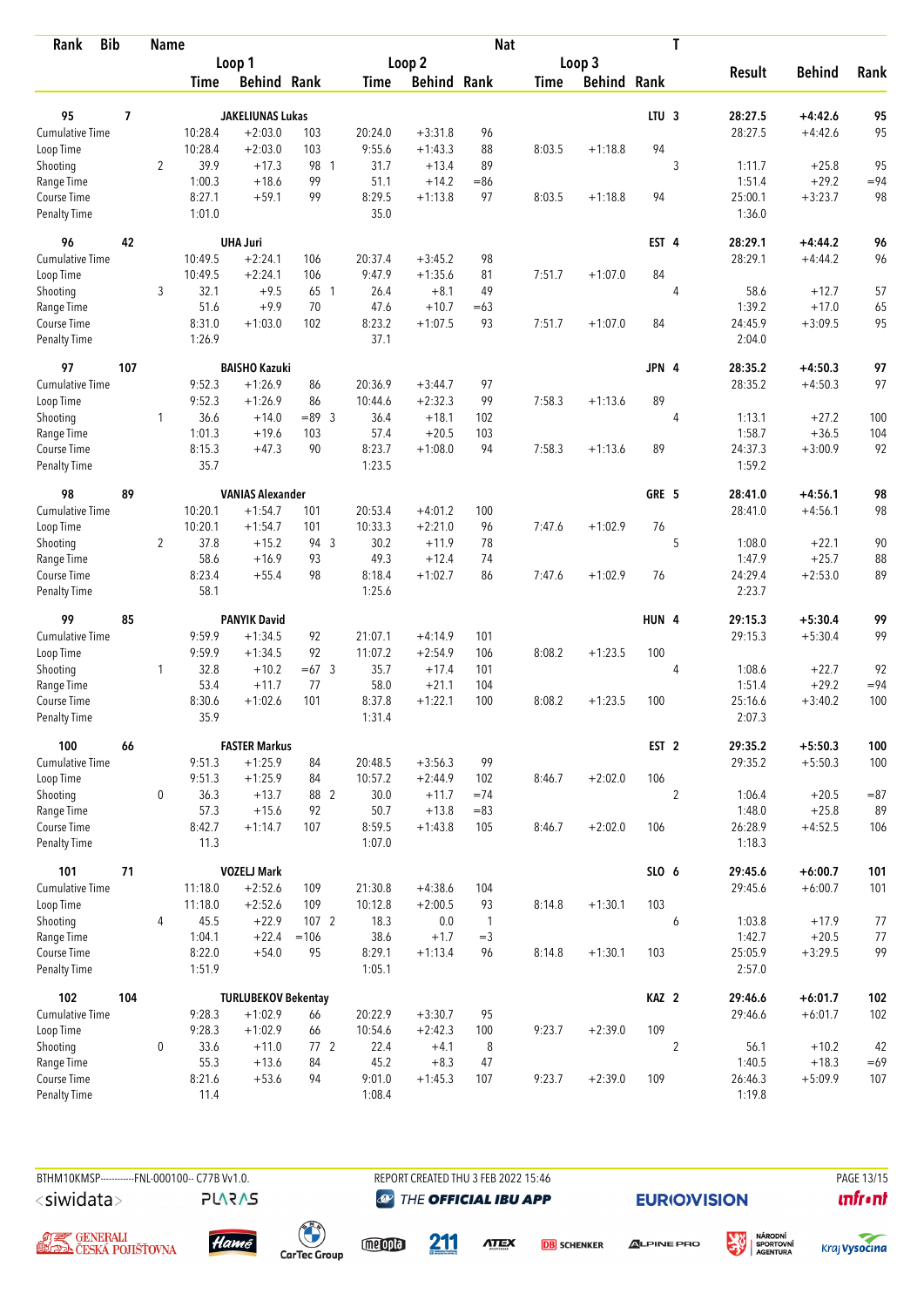| Rank | Bib | Name | | | | | | | Nat | | | T | | | |
|---|---|---|---|---|---|---|---|---|---|---|---|---|---|---|---|
| | | | Loop 1 | | | Loop 2 | | | Loop 3 | | | | Result | Behind | Rank |
| | | | Time | Behind | Rank | Time | Behind | Rank | Time | Behind | Rank | | | | |
| 95 | 7 | JAKELIUNAS Lukas | | | | | | | | | LTU | 3 | 28:27.5 | +4:42.6 | 95 |
| Cumulative Time | | | 10:28.4 | +2:03.0 | 103 | 20:24.0 | +3:31.8 | 96 | | | | | 28:27.5 | +4:42.6 | 95 |
| Loop Time | | | 10:28.4 | +2:03.0 | 103 | 9:55.6 | +1:43.3 | 88 | 8:03.5 | +1:18.8 | 94 | | | | |
| Shooting | | 2 | 39.9 | +17.3 | 98 1 | 31.7 | +13.4 | 89 | | | | 3 | 1:11.7 | +25.8 | 95 |
| Range Time | | | 1:00.3 | +18.6 | 99 | 51.1 | +14.2 | =86 | | | | | 1:51.4 | +29.2 | =94 |
| Course Time | | | 8:27.1 | +59.1 | 99 | 8:29.5 | +1:13.8 | 97 | 8:03.5 | +1:18.8 | 94 | | 25:00.1 | +3:23.7 | 98 |
| Penalty Time | | | 1:01.0 | | | 35.0 | | | | | | | 1:36.0 | | |
| 96 | 42 | UHA Juri | | | | | | | | | EST | 4 | 28:29.1 | +4:44.2 | 96 |
| Cumulative Time | | | 10:49.5 | +2:24.1 | 106 | 20:37.4 | +3:45.2 | 98 | | | | | 28:29.1 | +4:44.2 | 96 |
| Loop Time | | | 10:49.5 | +2:24.1 | 106 | 9:47.9 | +1:35.6 | 81 | 7:51.7 | +1:07.0 | 84 | | | | |
| Shooting | | 3 | 32.1 | +9.5 | 65 1 | 26.4 | +8.1 | 49 | | | | 4 | 58.6 | +12.7 | 57 |
| Range Time | | | 51.6 | +9.9 | 70 | 47.6 | +10.7 | =63 | | | | | 1:39.2 | +17.0 | 65 |
| Course Time | | | 8:31.0 | +1:03.0 | 102 | 8:23.2 | +1:07.5 | 93 | 7:51.7 | +1:07.0 | 84 | | 24:45.9 | +3:09.5 | 95 |
| Penalty Time | | | 1:26.9 | | | 37.1 | | | | | | | 2:04.0 | | |
| 97 | 107 | BAISHO Kazuki | | | | | | | | | JPN | 4 | 28:35.2 | +4:50.3 | 97 |
| Cumulative Time | | | 9:52.3 | +1:26.9 | 86 | 20:36.9 | +3:44.7 | 97 | | | | | 28:35.2 | +4:50.3 | 97 |
| Loop Time | | | 9:52.3 | +1:26.9 | 86 | 10:44.6 | +2:32.3 | 99 | 7:58.3 | +1:13.6 | 89 | | | | |
| Shooting | | 1 | 36.6 | +14.0 | =89 3 | 36.4 | +18.1 | 102 | | | | 4 | 1:13.1 | +27.2 | 100 |
| Range Time | | | 1:01.3 | +19.6 | 103 | 57.4 | +20.5 | 103 | | | | | 1:58.7 | +36.5 | 104 |
| Course Time | | | 8:15.3 | +47.3 | 90 | 8:23.7 | +1:08.0 | 94 | 7:58.3 | +1:13.6 | 89 | | 24:37.3 | +3:00.9 | 92 |
| Penalty Time | | | 35.7 | | | 1:23.5 | | | | | | | 1:59.2 | | |
| 98 | 89 | VANIAS Alexander | | | | | | | | | GRE | 5 | 28:41.0 | +4:56.1 | 98 |
| Cumulative Time | | | 10:20.1 | +1:54.7 | 101 | 20:53.4 | +4:01.2 | 100 | | | | | 28:41.0 | +4:56.1 | 98 |
| Loop Time | | | 10:20.1 | +1:54.7 | 101 | 10:33.3 | +2:21.0 | 96 | 7:47.6 | +1:02.9 | 76 | | | | |
| Shooting | | 2 | 37.8 | +15.2 | 94 3 | 30.2 | +11.9 | 78 | | | | 5 | 1:08.0 | +22.1 | 90 |
| Range Time | | | 58.6 | +16.9 | 93 | 49.3 | +12.4 | 74 | | | | | 1:47.9 | +25.7 | 88 |
| Course Time | | | 8:23.4 | +55.4 | 98 | 8:18.4 | +1:02.7 | 86 | 7:47.6 | +1:02.9 | 76 | | 24:29.4 | +2:53.0 | 89 |
| Penalty Time | | | 58.1 | | | 1:25.6 | | | | | | | 2:23.7 | | |
| 99 | 85 | PANYIK David | | | | | | | | | HUN | 4 | 29:15.3 | +5:30.4 | 99 |
| Cumulative Time | | | 9:59.9 | +1:34.5 | 92 | 21:07.1 | +4:14.9 | 101 | | | | | 29:15.3 | +5:30.4 | 99 |
| Loop Time | | | 9:59.9 | +1:34.5 | 92 | 11:07.2 | +2:54.9 | 106 | 8:08.2 | +1:23.5 | 100 | | | | |
| Shooting | | 1 | 32.8 | +10.2 | =67 3 | 35.7 | +17.4 | 101 | | | | 4 | 1:08.6 | +22.7 | 92 |
| Range Time | | | 53.4 | +11.7 | 77 | 58.0 | +21.1 | 104 | | | | | 1:51.4 | +29.2 | =94 |
| Course Time | | | 8:30.6 | +1:02.6 | 101 | 8:37.8 | +1:22.1 | 100 | 8:08.2 | +1:23.5 | 100 | | 25:16.6 | +3:40.2 | 100 |
| Penalty Time | | | 35.9 | | | 1:31.4 | | | | | | | 2:07.3 | | |
| 100 | 66 | FASTER Markus | | | | | | | | | EST | 2 | 29:35.2 | +5:50.3 | 100 |
| Cumulative Time | | | 9:51.3 | +1:25.9 | 84 | 20:48.5 | +3:56.3 | 99 | | | | | 29:35.2 | +5:50.3 | 100 |
| Loop Time | | | 9:51.3 | +1:25.9 | 84 | 10:57.2 | +2:44.9 | 102 | 8:46.7 | +2:02.0 | 106 | | | | |
| Shooting | | 0 | 36.3 | +13.7 | 88 2 | 30.0 | +11.7 | =74 | | | | 2 | 1:06.4 | +20.5 | =87 |
| Range Time | | | 57.3 | +15.6 | 92 | 50.7 | +13.8 | =83 | | | | | 1:48.0 | +25.8 | 89 |
| Course Time | | | 8:42.7 | +1:14.7 | 107 | 8:59.5 | +1:43.8 | 105 | 8:46.7 | +2:02.0 | 106 | | 26:28.9 | +4:52.5 | 106 |
| Penalty Time | | | 11.3 | | | 1:07.0 | | | | | | | 1:18.3 | | |
| 101 | 71 | VOZELJ Mark | | | | | | | | | SLO | 6 | 29:45.6 | +6:00.7 | 101 |
| Cumulative Time | | | 11:18.0 | +2:52.6 | 109 | 21:30.8 | +4:38.6 | 104 | | | | | 29:45.6 | +6:00.7 | 101 |
| Loop Time | | | 11:18.0 | +2:52.6 | 109 | 10:12.8 | +2:00.5 | 93 | 8:14.8 | +1:30.1 | 103 | | | | |
| Shooting | | 4 | 45.5 | +22.9 | 107 2 | 18.3 | 0.0 | 1 | | | | 6 | 1:03.8 | +17.9 | 77 |
| Range Time | | | 1:04.1 | +22.4 | =106 | 38.6 | +1.7 | =3 | | | | | 1:42.7 | +20.5 | 77 |
| Course Time | | | 8:22.0 | +54.0 | 95 | 8:29.1 | +1:13.4 | 96 | 8:14.8 | +1:30.1 | 103 | | 25:05.9 | +3:29.5 | 99 |
| Penalty Time | | | 1:51.9 | | | 1:05.1 | | | | | | | 2:57.0 | | |
| 102 | 104 | TURLUBEKOV Bekentay | | | | | | | | | KAZ | 2 | 29:46.6 | +6:01.7 | 102 |
| Cumulative Time | | | 9:28.3 | +1:02.9 | 66 | 20:22.9 | +3:30.7 | 95 | | | | | 29:46.6 | +6:01.7 | 102 |
| Loop Time | | | 9:28.3 | +1:02.9 | 66 | 10:54.6 | +2:42.3 | 100 | 9:23.7 | +2:39.0 | 109 | | | | |
| Shooting | | 0 | 33.6 | +11.0 | 77 2 | 22.4 | +4.1 | 8 | | | | 2 | 56.1 | +10.2 | 42 |
| Range Time | | | 55.3 | +13.6 | 84 | 45.2 | +8.3 | 47 | | | | | 1:40.5 | +18.3 | =69 |
| Course Time | | | 8:21.6 | +53.6 | 94 | 9:01.0 | +1:45.3 | 107 | 9:23.7 | +2:39.0 | 109 | | 26:46.3 | +5:09.9 | 107 |
| Penalty Time | | | 11.4 | | | 1:08.4 | | | | | | | 1:19.8 | | |

BTHM10KMSP-----------FNL-000100-- C77B Vv1.0. REPORT CREATED THU 3 FEB 2022 15:46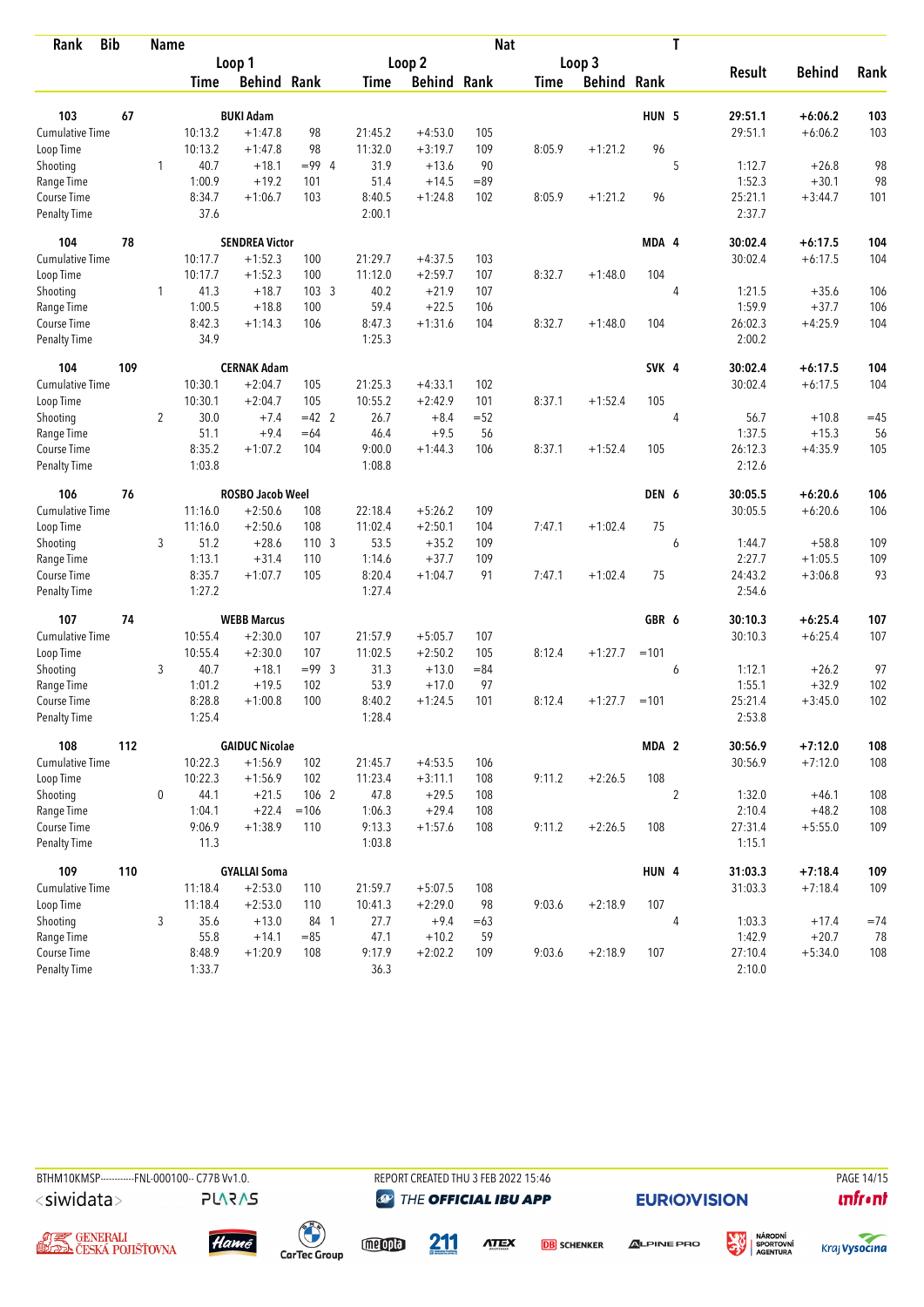| Rank | Bib | Name | | Loop 1 | | | Loop 2 | | | Loop 3 | | Nat | T | Result | Behind | Rank |
|---|---|---|---|---|---|---|---|---|---|---|---|---|---|---|---|---|
| | | | | Time | Behind | Rank | Time | Behind | Rank | Time | Behind | Rank | | | | |
| 103 | 67 | BUKI Adam | | | | | | | | | | HUN | 5 | 29:51.1 | +6:06.2 | 103 |
| Cumulative Time | | | | 10:13.2 | +1:47.8 | 98 | 21:45.2 | +4:53.0 | 105 | | | | | 29:51.1 | +6:06.2 | 103 |
| Loop Time | | | | 10:13.2 | +1:47.8 | 98 | 11:32.0 | +3:19.7 | 109 | 8:05.9 | +1:21.2 | 96 | | | | |
| Shooting | | | 1 | 40.7 | +18.1 | =99 4 | 31.9 | +13.6 | 90 | | | | 5 | 1:12.7 | +26.8 | 98 |
| Range Time | | | | 1:00.9 | +19.2 | 101 | 51.4 | +14.5 | =89 | | | | | 1:52.3 | +30.1 | 98 |
| Course Time | | | | 8:34.7 | +1:06.7 | 103 | 8:40.5 | +1:24.8 | 102 | 8:05.9 | +1:21.2 | 96 | | 25:21.1 | +3:44.7 | 101 |
| Penalty Time | | | | 37.6 | | | 2:00.1 | | | | | | | 2:37.7 | | |
| 104 | 78 | SENDREA Victor | | | | | | | | | | MDA | 4 | 30:02.4 | +6:17.5 | 104 |
| Cumulative Time | | | | 10:17.7 | +1:52.3 | 100 | 21:29.7 | +4:37.5 | 103 | | | | | 30:02.4 | +6:17.5 | 104 |
| Loop Time | | | | 10:17.7 | +1:52.3 | 100 | 11:12.0 | +2:59.7 | 107 | 8:32.7 | +1:48.0 | 104 | | | | |
| Shooting | | | 1 | 41.3 | +18.7 | 103 3 | 40.2 | +21.9 | 107 | | | | 4 | 1:21.5 | +35.6 | 106 |
| Range Time | | | | 1:00.5 | +18.8 | 100 | 59.4 | +22.5 | 106 | | | | | 1:59.9 | +37.7 | 106 |
| Course Time | | | | 8:42.3 | +1:14.3 | 106 | 8:47.3 | +1:31.6 | 104 | 8:32.7 | +1:48.0 | 104 | | 26:02.3 | +4:25.9 | 104 |
| Penalty Time | | | | 34.9 | | | 1:25.3 | | | | | | | 2:00.2 | | |
| 104 | 109 | CERNAK Adam | | | | | | | | | | SVK | 4 | 30:02.4 | +6:17.5 | 104 |
| Cumulative Time | | | | 10:30.1 | +2:04.7 | 105 | 21:25.3 | +4:33.1 | 102 | | | | | 30:02.4 | +6:17.5 | 104 |
| Loop Time | | | | 10:30.1 | +2:04.7 | 105 | 10:55.2 | +2:42.9 | 101 | 8:37.1 | +1:52.4 | 105 | | | | |
| Shooting | | | 2 | 30.0 | +7.4 | =42 2 | 26.7 | +8.4 | =52 | | | | 4 | 56.7 | +10.8 | =45 |
| Range Time | | | | 51.1 | +9.4 | =64 | 46.4 | +9.5 | 56 | | | | | 1:37.5 | +15.3 | 56 |
| Course Time | | | | 8:35.2 | +1:07.2 | 104 | 9:00.0 | +1:44.3 | 106 | 8:37.1 | +1:52.4 | 105 | | 26:12.3 | +4:35.9 | 105 |
| Penalty Time | | | | 1:03.8 | | | 1:08.8 | | | | | | | 2:12.6 | | |
| 106 | 76 | ROSBO Jacob Weel | | | | | | | | | | DEN | 6 | 30:05.5 | +6:20.6 | 106 |
| Cumulative Time | | | | 11:16.0 | +2:50.6 | 108 | 22:18.4 | +5:26.2 | 109 | | | | | 30:05.5 | +6:20.6 | 106 |
| Loop Time | | | | 11:16.0 | +2:50.6 | 108 | 11:02.4 | +2:50.1 | 104 | 7:47.1 | +1:02.4 | 75 | | | | |
| Shooting | | | 3 | 51.2 | +28.6 | 110 3 | 53.5 | +35.2 | 109 | | | | 6 | 1:44.7 | +58.8 | 109 |
| Range Time | | | | 1:13.1 | +31.4 | 110 | 1:14.6 | +37.7 | 109 | | | | | 2:27.7 | +1:05.5 | 109 |
| Course Time | | | | 8:35.7 | +1:07.7 | 105 | 8:20.4 | +1:04.7 | 91 | 7:47.1 | +1:02.4 | 75 | | 24:43.2 | +3:06.8 | 93 |
| Penalty Time | | | | 1:27.2 | | | 1:27.4 | | | | | | | 2:54.6 | | |
| 107 | 74 | WEBB Marcus | | | | | | | | | | GBR | 6 | 30:10.3 | +6:25.4 | 107 |
| Cumulative Time | | | | 10:55.4 | +2:30.0 | 107 | 21:57.9 | +5:05.7 | 107 | | | | | 30:10.3 | +6:25.4 | 107 |
| Loop Time | | | | 10:55.4 | +2:30.0 | 107 | 11:02.5 | +2:50.2 | 105 | 8:12.4 | +1:27.7 | =101 | | | | |
| Shooting | | | 3 | 40.7 | +18.1 | =99 3 | 31.3 | +13.0 | =84 | | | | 6 | 1:12.1 | +26.2 | 97 |
| Range Time | | | | 1:01.2 | +19.5 | 102 | 53.9 | +17.0 | 97 | | | | | 1:55.1 | +32.9 | 102 |
| Course Time | | | | 8:28.8 | +1:00.8 | 100 | 8:40.2 | +1:24.5 | 101 | 8:12.4 | +1:27.7 | =101 | | 25:21.4 | +3:45.0 | 102 |
| Penalty Time | | | | 1:25.4 | | | 1:28.4 | | | | | | | 2:53.8 | | |
| 108 | 112 | GAIDUC Nicolae | | | | | | | | | | MDA | 2 | 30:56.9 | +7:12.0 | 108 |
| Cumulative Time | | | | 10:22.3 | +1:56.9 | 102 | 21:45.7 | +4:53.5 | 106 | | | | | 30:56.9 | +7:12.0 | 108 |
| Loop Time | | | | 10:22.3 | +1:56.9 | 102 | 11:23.4 | +3:11.1 | 108 | 9:11.2 | +2:26.5 | 108 | | | | |
| Shooting | | | 0 | 44.1 | +21.5 | 106 2 | 47.8 | +29.5 | 108 | | | | 2 | 1:32.0 | +46.1 | 108 |
| Range Time | | | | 1:04.1 | +22.4 | =106 | 1:06.3 | +29.4 | 108 | | | | | 2:10.4 | +48.2 | 108 |
| Course Time | | | | 9:06.9 | +1:38.9 | 110 | 9:13.3 | +1:57.6 | 108 | 9:11.2 | +2:26.5 | 108 | | 27:31.4 | +5:55.0 | 109 |
| Penalty Time | | | | 11.3 | | | 1:03.8 | | | | | | | 1:15.1 | | |
| 109 | 110 | GYALLAI Soma | | | | | | | | | | HUN | 4 | 31:03.3 | +7:18.4 | 109 |
| Cumulative Time | | | | 11:18.4 | +2:53.0 | 110 | 21:59.7 | +5:07.5 | 108 | | | | | 31:03.3 | +7:18.4 | 109 |
| Loop Time | | | | 11:18.4 | +2:53.0 | 110 | 10:41.3 | +2:29.0 | 98 | 9:03.6 | +2:18.9 | 107 | | | | |
| Shooting | | | 3 | 35.6 | +13.0 | 84 1 | 27.7 | +9.4 | =63 | | | | 4 | 1:03.3 | +17.4 | =74 |
| Range Time | | | | 55.8 | +14.1 | =85 | 47.1 | +10.2 | 59 | | | | | 1:42.9 | +20.7 | 78 |
| Course Time | | | | 8:48.9 | +1:20.9 | 108 | 9:17.9 | +2:02.2 | 109 | 9:03.6 | +2:18.9 | 107 | | 27:10.4 | +5:34.0 | 108 |
| Penalty Time | | | | 1:33.7 | | | 36.3 | | | | | | | 2:10.0 | | |

BTHM10KMSP-----------FNL-000100-- C77B Vv1.0. REPORT CREATED THU 3 FEB 2022 15:46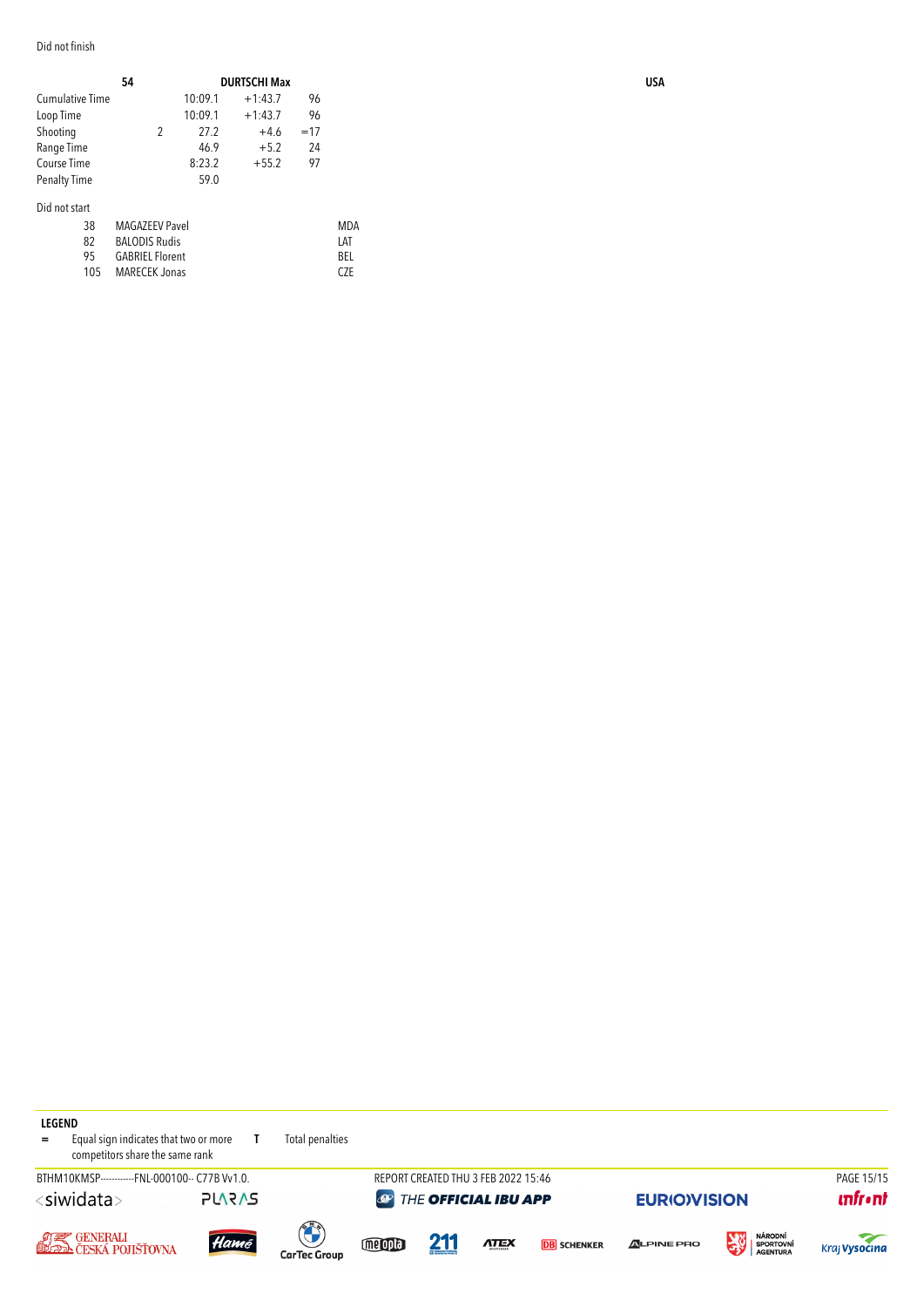Did not finish

| 54 | | DURTSCHI Max | | | USA |
|---|---|---|---|---|---|
| Cumulative Time | | 10:09.1 | +1:43.7 | 96 | |
| Loop Time | | 10:09.1 | +1:43.7 | 96 | |
| Shooting | 2 | 27.2 | +4.6 | =17 | |
| Range Time | | 46.9 | +5.2 | 24 | |
| Course Time | | 8:23.2 | +55.2 | 97 | |
| Penalty Time | | 59.0 | | | |

Did not start

| | | |
|---|---|---|
| 38 | MAGAZEEV Pavel | MDA |
| 82 | BALODIS Rudis | LAT |
| 95 | GABRIEL Florent | BEL |
| 105 | MARECEK Jonas | CZE |

**LEGEND**

- **=** Equal sign indicates that two or more competitors share the same rank
- **T** Total penalties

BTHM10KMSP-----------FNL-000100-- C77B Vv1.0. REPORT CREATED THU 3 FEB 2022 15:46